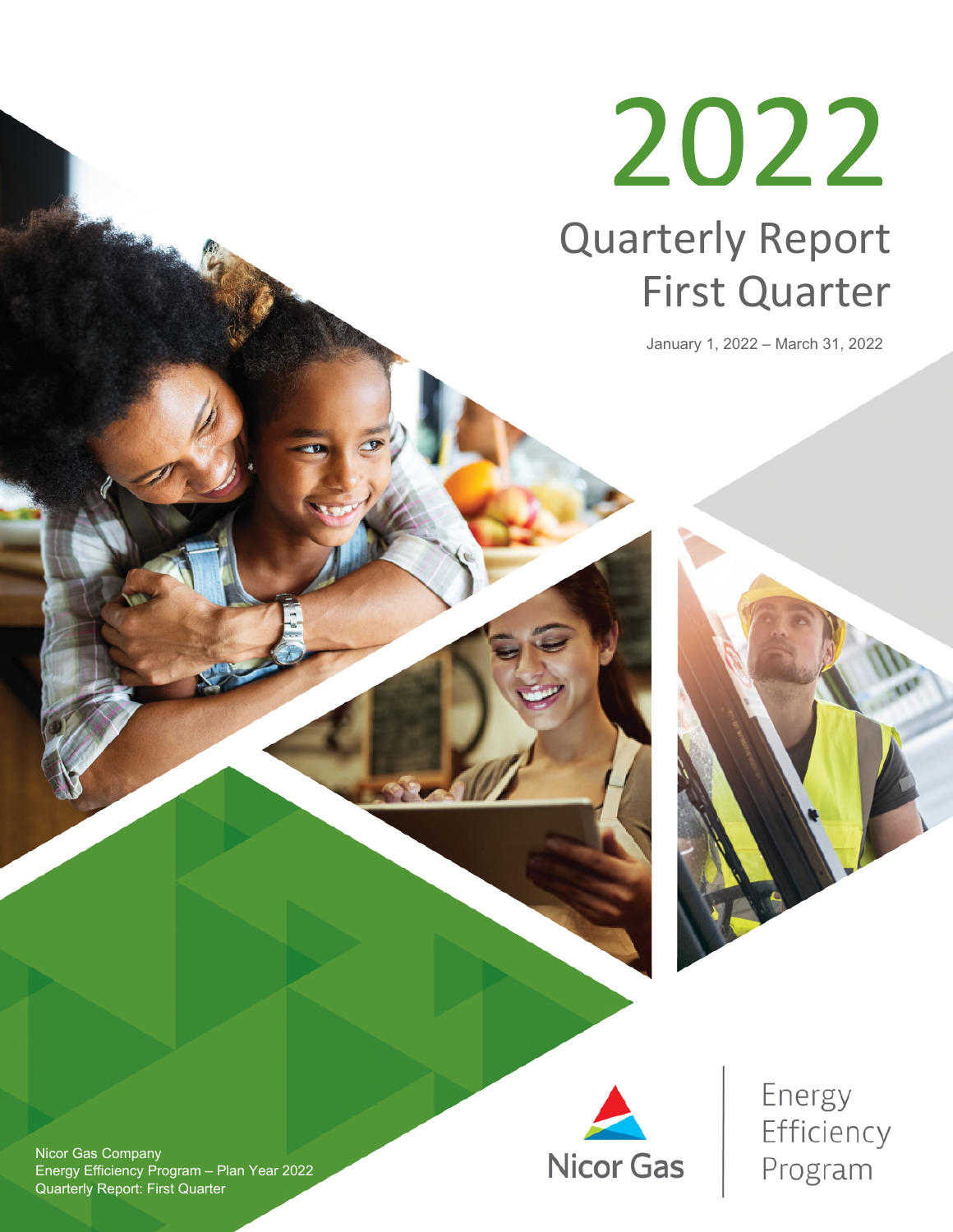# 2022

## Quarterly Report
## First Quarter

January 1, 2022 – March 31, 2022

Nicor Gas Company
Energy Efficiency Program – Plan Year 2022
Quarterly Report: First Quarter

Nicor Gas

Energy Efficiency Program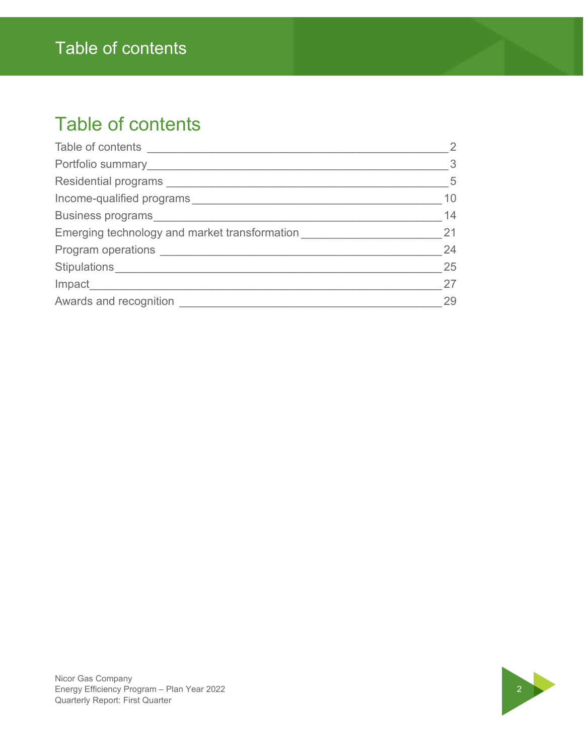# Table of contents

| Section | Page |
|---|---|
| Table of contents | 2 |
| Portfolio summary | 3 |
| Residential programs | 5 |
| Income-qualified programs | 10 |
| Business programs | 14 |
| Emerging technology and market transformation | 21 |
| Program operations | 24 |
| Stipulations | 25 |
| Impact | 27 |
| Awards and recognition | 29 |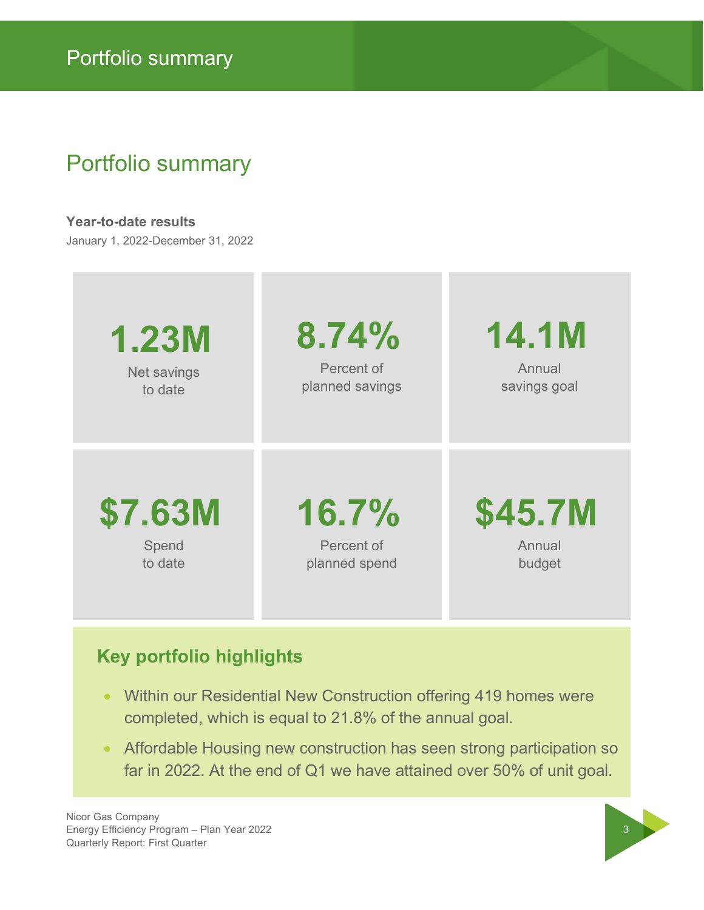# Portfolio summary

## Portfolio summary

**Year-to-date results**

January 1, 2022-December 31, 2022

| | | |
|---|---|---|
| **1.23M** Net savings to date | **8.74%** Percent of planned savings | **14.1M** Annual savings goal |
| **$7.63M** Spend to date | **16.7%** Percent of planned spend | **$45.7M** Annual budget |

### Key portfolio highlights

- Within our Residential New Construction offering 419 homes were completed, which is equal to 21.8% of the annual goal.
- Affordable Housing new construction has seen strong participation so far in 2022. At the end of Q1 we have attained over 50% of unit goal.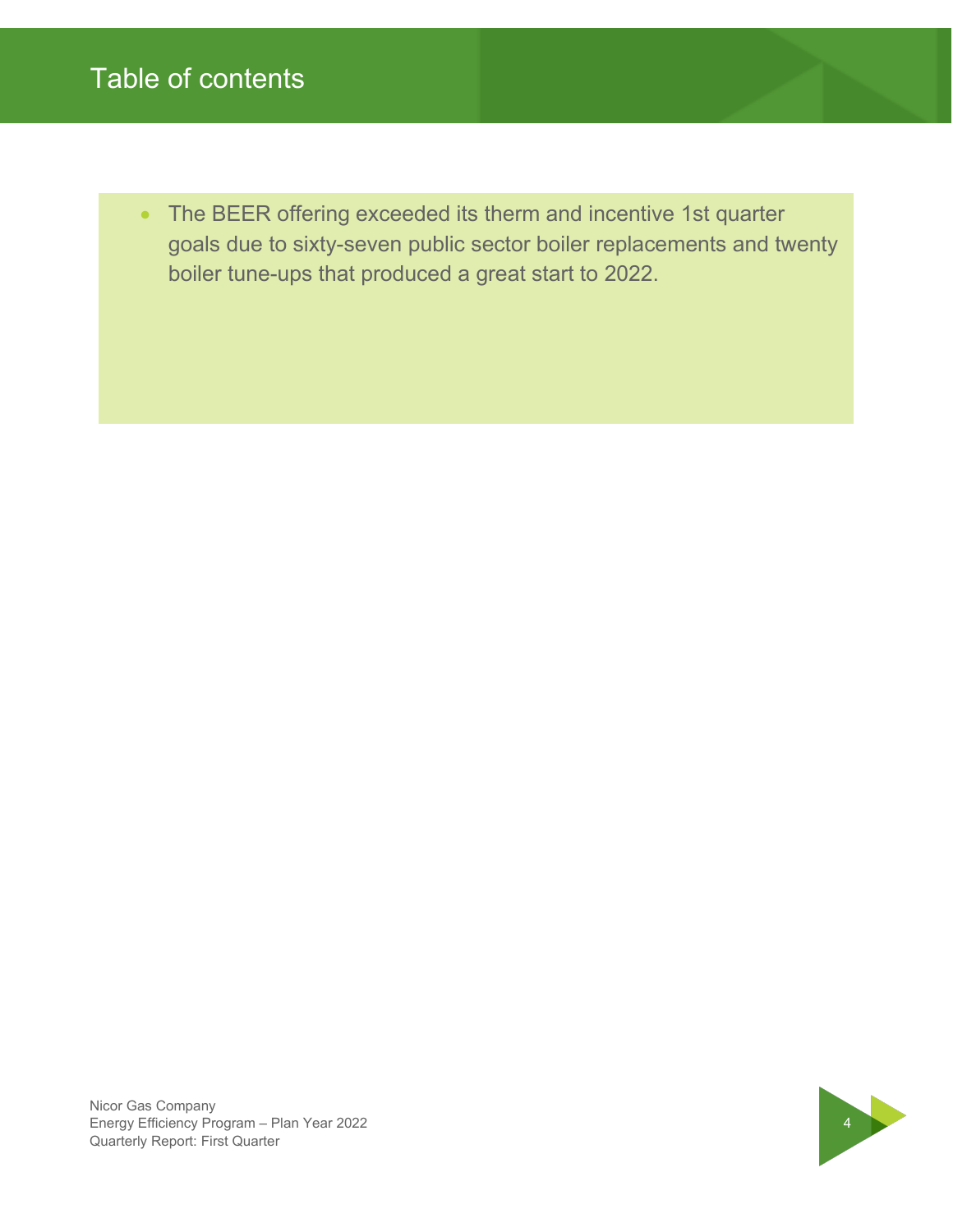# Table of contents

- The BEER offering exceeded its therm and incentive 1st quarter goals due to sixty-seven public sector boiler replacements and twenty boiler tune-ups that produced a great start to 2022.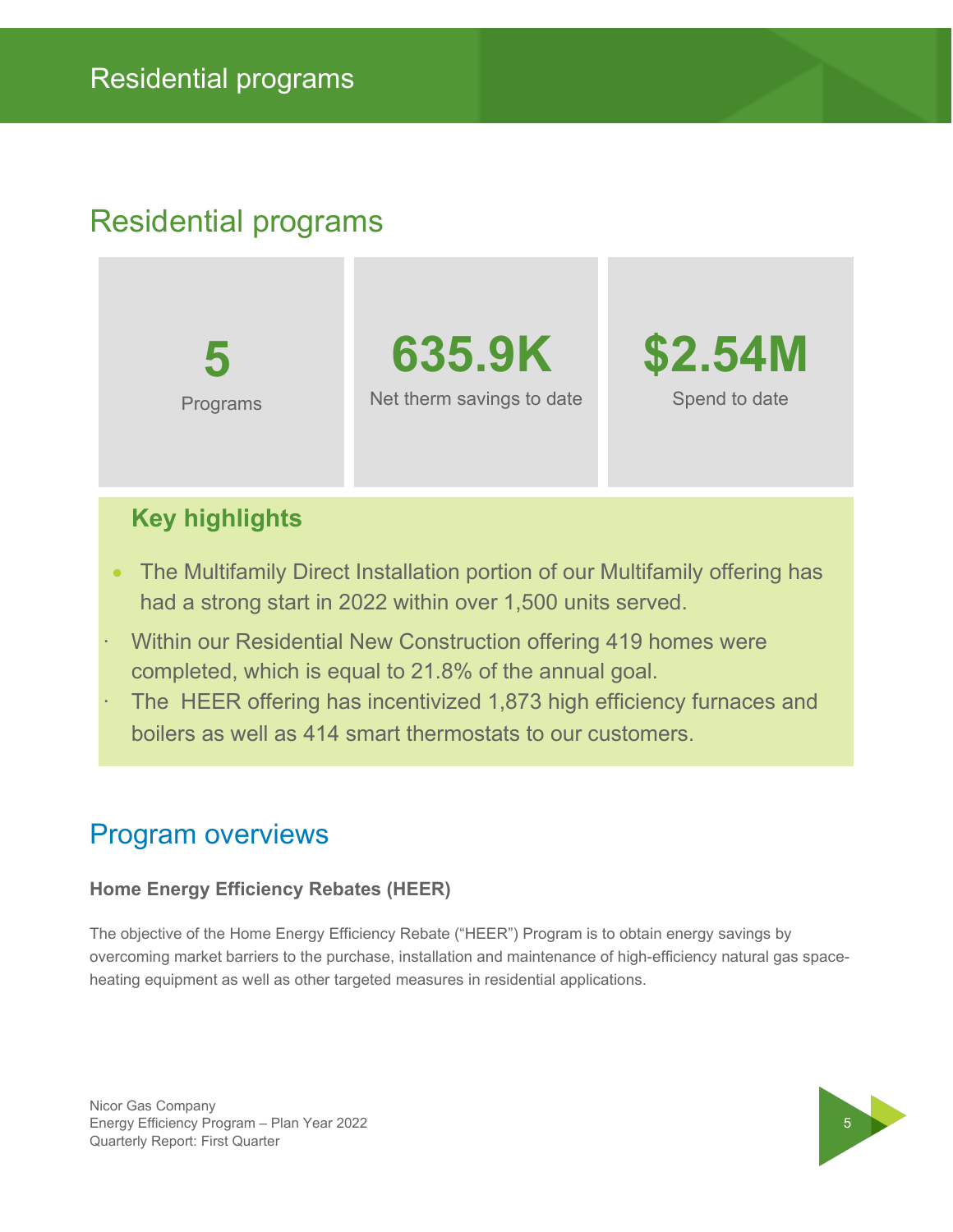# Residential programs

## Residential programs

| 5 | 635.9K | $2.54M |
|---|---|---|
| Programs | Net therm savings to date | Spend to date |

### Key highlights

- The Multifamily Direct Installation portion of our Multifamily offering has had a strong start in 2022 within over 1,500 units served.
- Within our Residential New Construction offering 419 homes were completed, which is equal to 21.8% of the annual goal.
- The HEER offering has incentivized 1,873 high efficiency furnaces and boilers as well as 414 smart thermostats to our customers.

## Program overviews

**Home Energy Efficiency Rebates (HEER)**

The objective of the Home Energy Efficiency Rebate ("HEER") Program is to obtain energy savings by overcoming market barriers to the purchase, installation and maintenance of high-efficiency natural gas space-heating equipment as well as other targeted measures in residential applications.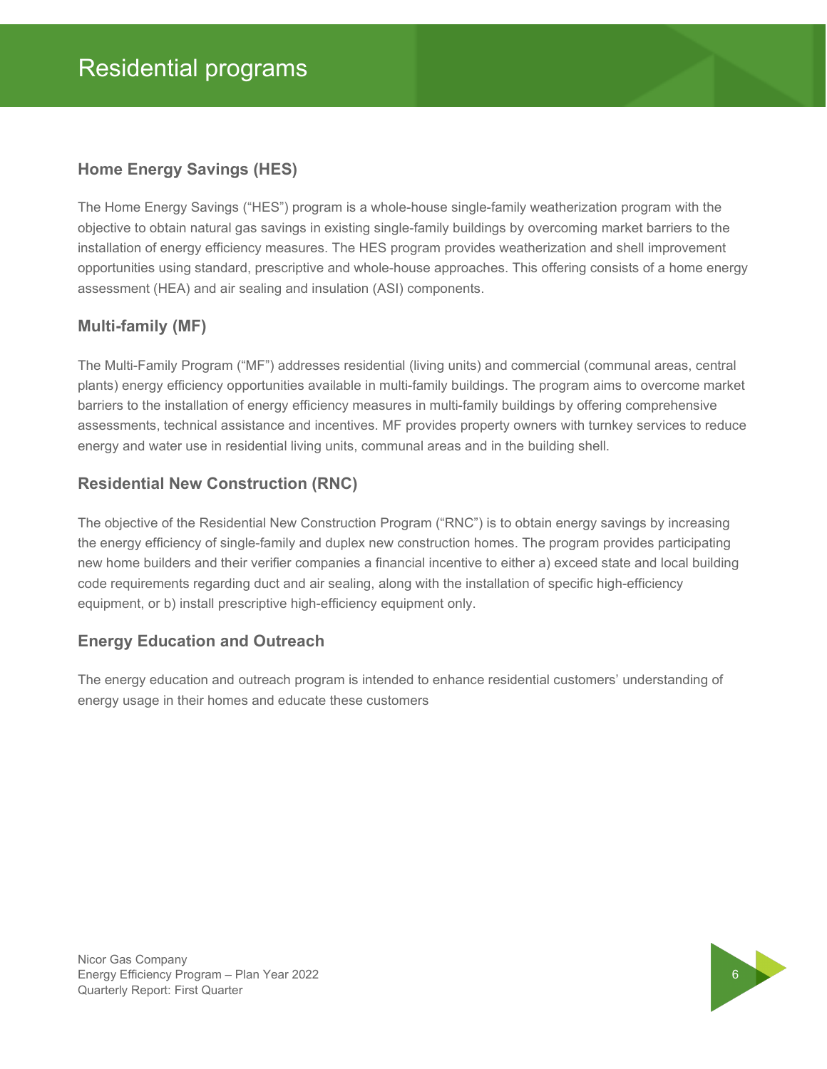# Residential programs

## Home Energy Savings (HES)

The Home Energy Savings ("HES") program is a whole-house single-family weatherization program with the objective to obtain natural gas savings in existing single-family buildings by overcoming market barriers to the installation of energy efficiency measures. The HES program provides weatherization and shell improvement opportunities using standard, prescriptive and whole-house approaches. This offering consists of a home energy assessment (HEA) and air sealing and insulation (ASI) components.

## Multi-family (MF)

The Multi-Family Program ("MF") addresses residential (living units) and commercial (communal areas, central plants) energy efficiency opportunities available in multi-family buildings. The program aims to overcome market barriers to the installation of energy efficiency measures in multi-family buildings by offering comprehensive assessments, technical assistance and incentives. MF provides property owners with turnkey services to reduce energy and water use in residential living units, communal areas and in the building shell.

## Residential New Construction (RNC)

The objective of the Residential New Construction Program ("RNC") is to obtain energy savings by increasing the energy efficiency of single-family and duplex new construction homes. The program provides participating new home builders and their verifier companies a financial incentive to either a) exceed state and local building code requirements regarding duct and air sealing, along with the installation of specific high-efficiency equipment, or b) install prescriptive high-efficiency equipment only.

## Energy Education and Outreach

The energy education and outreach program is intended to enhance residential customers' understanding of energy usage in their homes and educate these customers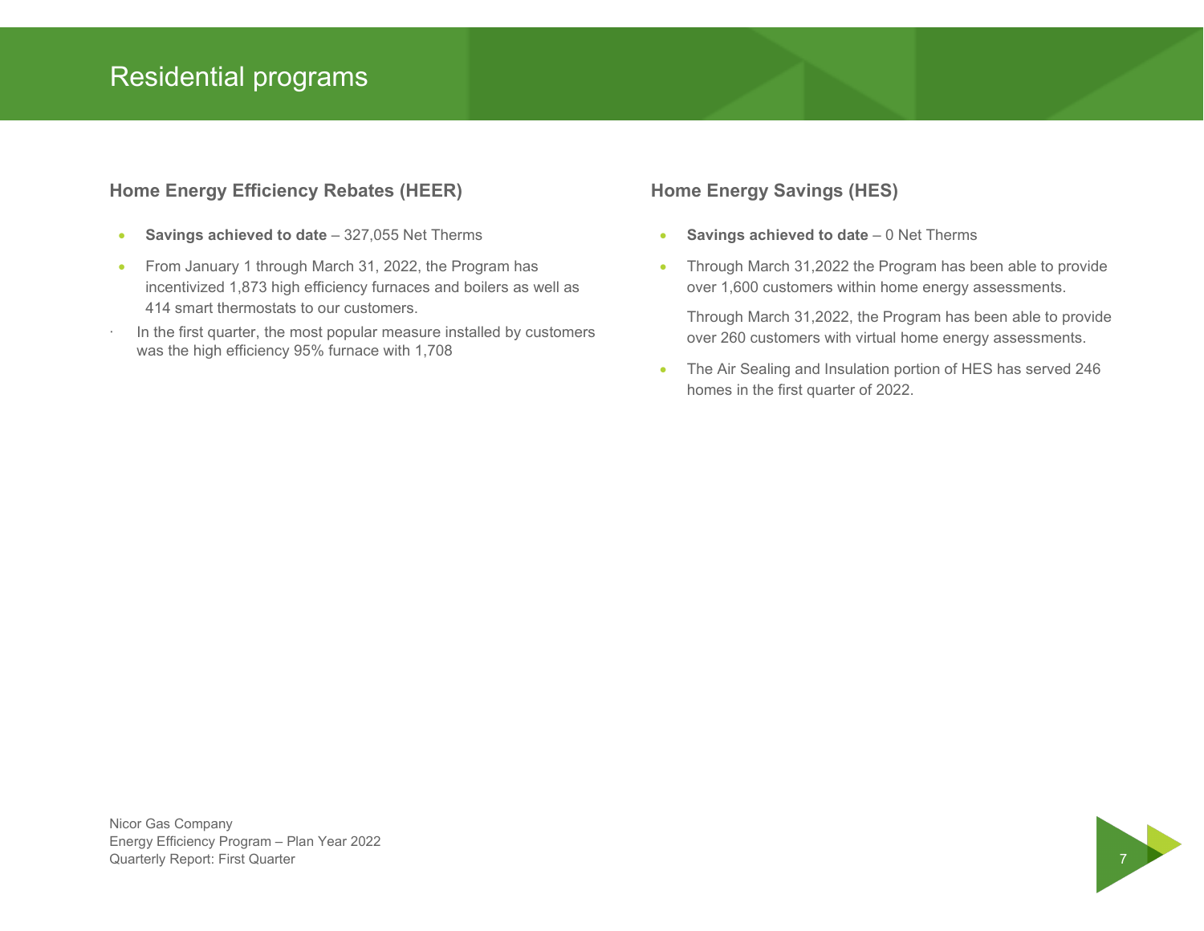# Residential programs

## Home Energy Efficiency Rebates (HEER)

- **Savings achieved to date** – 327,055 Net Therms
- From January 1 through March 31, 2022, the Program has incentivized 1,873 high efficiency furnaces and boilers as well as 414 smart thermostats to our customers.
- In the first quarter, the most popular measure installed by customers was the high efficiency 95% furnace with 1,708

## Home Energy Savings (HES)

- **Savings achieved to date** – 0 Net Therms
- Through March 31,2022 the Program has been able to provide over 1,600 customers within home energy assessments.

  Through March 31,2022, the Program has been able to provide over 260 customers with virtual home energy assessments.
- The Air Sealing and Insulation portion of HES has served 246 homes in the first quarter of 2022.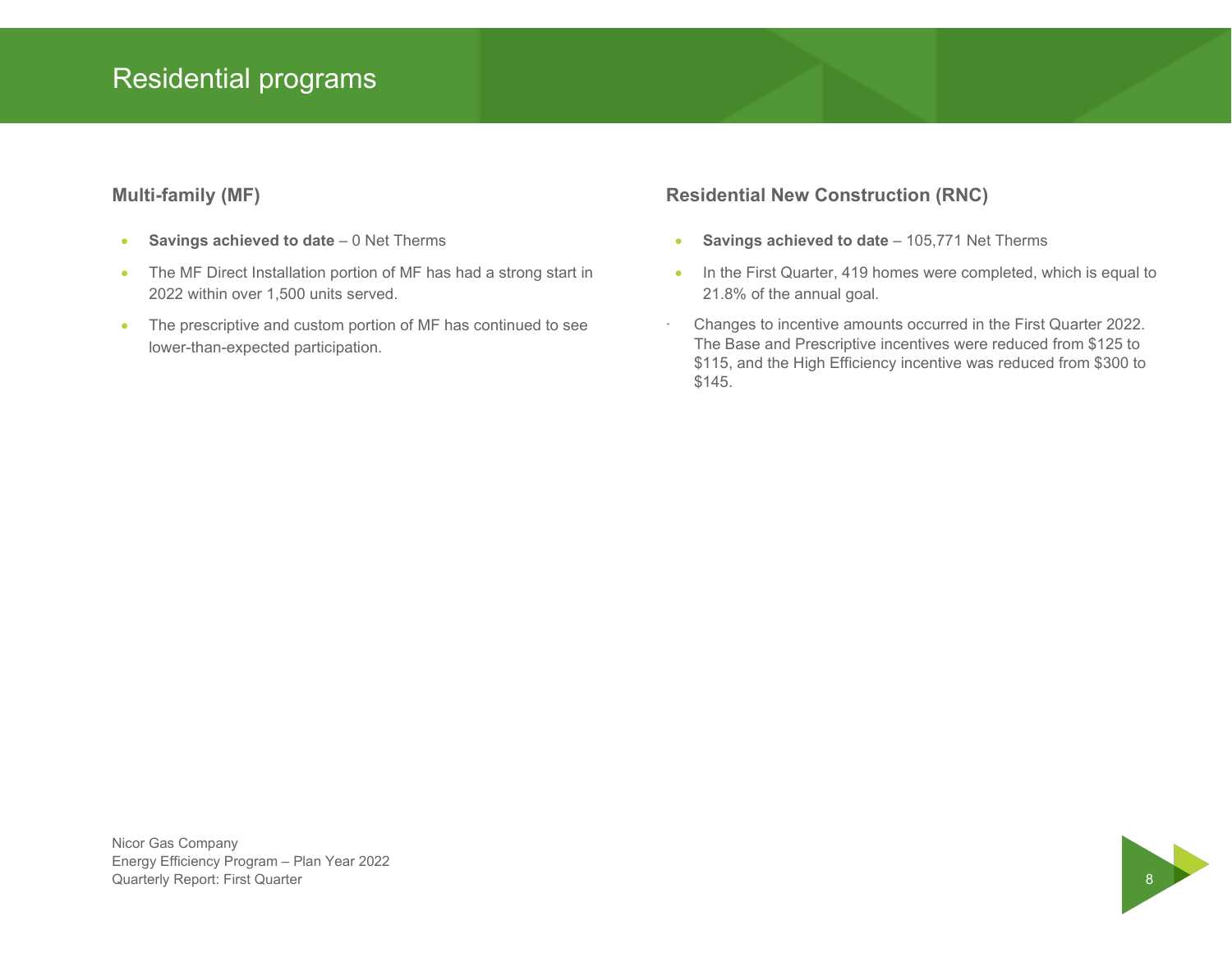# Residential programs

## Multi-family (MF)

- **Savings achieved to date** – 0 Net Therms
- The MF Direct Installation portion of MF has had a strong start in 2022 within over 1,500 units served.
- The prescriptive and custom portion of MF has continued to see lower-than-expected participation.

## Residential New Construction (RNC)

- **Savings achieved to date** – 105,771 Net Therms
- In the First Quarter, 419 homes were completed, which is equal to 21.8% of the annual goal.
- Changes to incentive amounts occurred in the First Quarter 2022. The Base and Prescriptive incentives were reduced from $125 to $115, and the High Efficiency incentive was reduced from $300 to $145.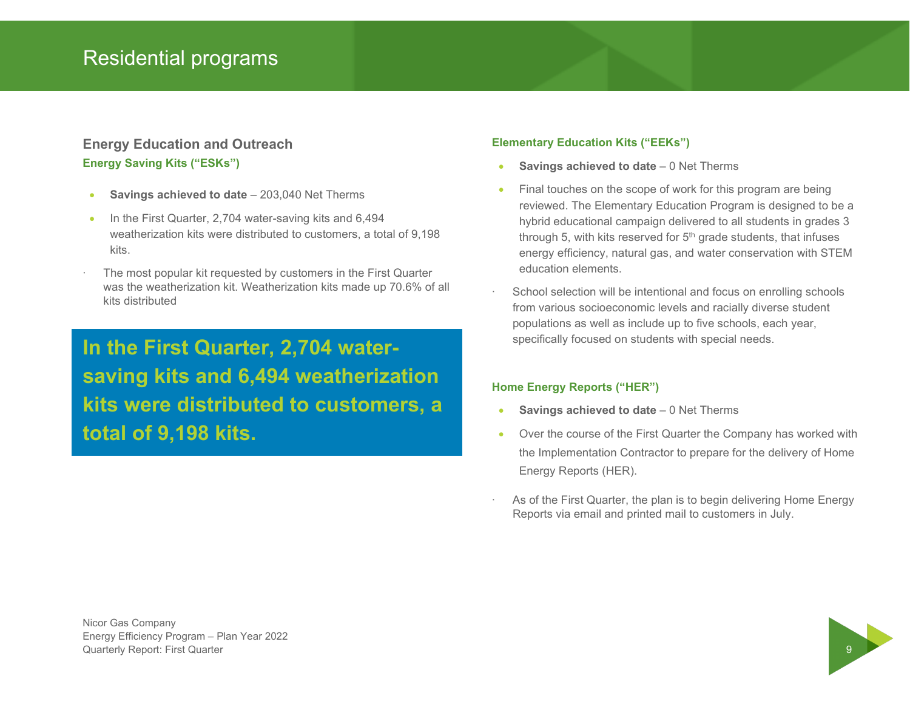# Residential programs

## Energy Education and Outreach

### Energy Saving Kits ("ESKs")

- **Savings achieved to date** – 203,040 Net Therms
- In the First Quarter, 2,704 water-saving kits and 6,494 weatherization kits were distributed to customers, a total of 9,198 kits.
- The most popular kit requested by customers in the First Quarter was the weatherization kit. Weatherization kits made up 70.6% of all kits distributed

**In the First Quarter, 2,704 water-saving kits and 6,494 weatherization kits were distributed to customers, a total of 9,198 kits.**

### Elementary Education Kits ("EEKs")

- **Savings achieved to date** – 0 Net Therms
- Final touches on the scope of work for this program are being reviewed. The Elementary Education Program is designed to be a hybrid educational campaign delivered to all students in grades 3 through 5, with kits reserved for 5th grade students, that infuses energy efficiency, natural gas, and water conservation with STEM education elements.
- School selection will be intentional and focus on enrolling schools from various socioeconomic levels and racially diverse student populations as well as include up to five schools, each year, specifically focused on students with special needs.

### Home Energy Reports ("HER")

- **Savings achieved to date** – 0 Net Therms
- Over the course of the First Quarter the Company has worked with the Implementation Contractor to prepare for the delivery of Home Energy Reports (HER).
- As of the First Quarter, the plan is to begin delivering Home Energy Reports via email and printed mail to customers in July.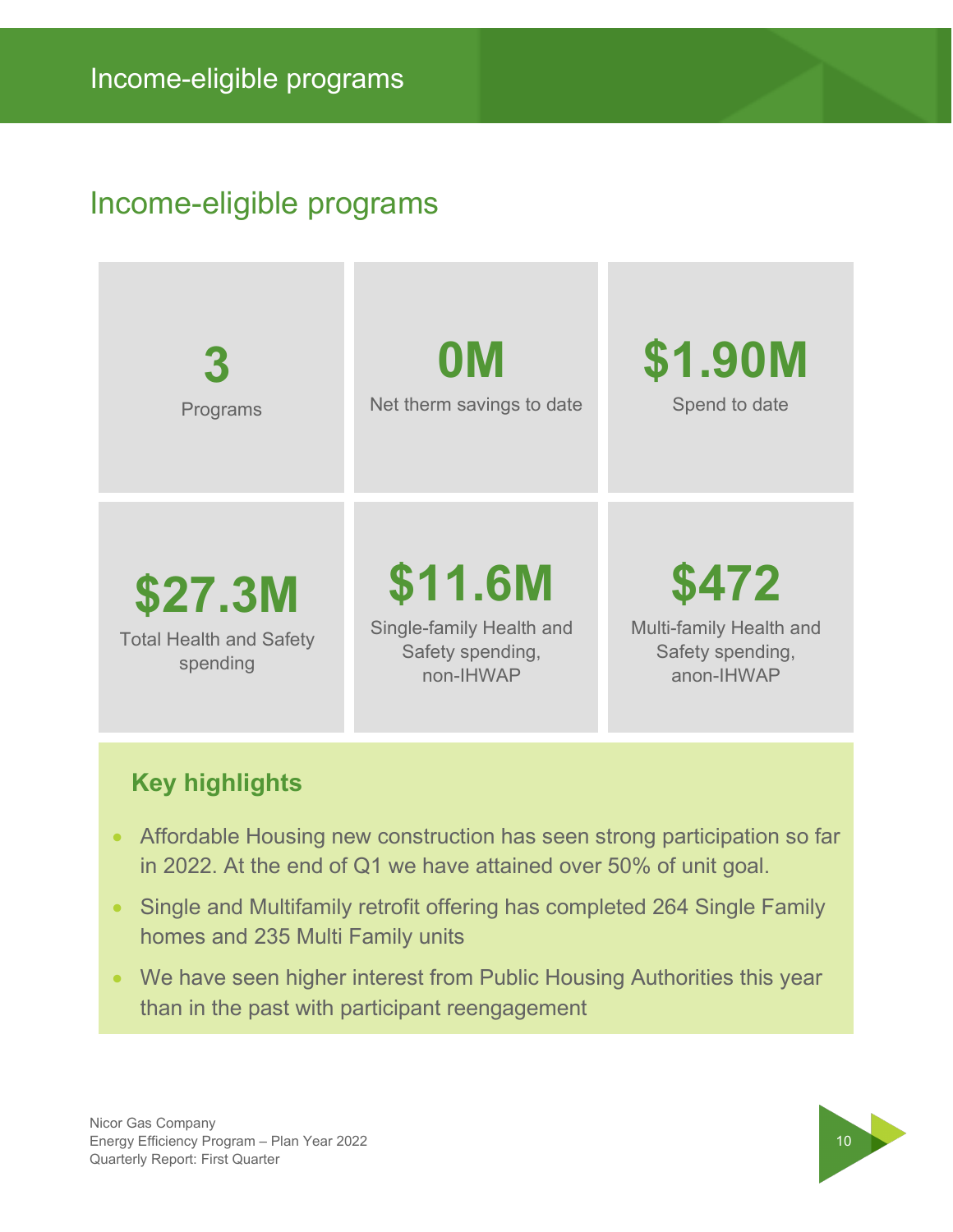# Income-eligible programs

## Income-eligible programs

**3**
Programs

**0M**
Net therm savings to date

**$1.90M**
Spend to date

**$27.3M**
Total Health and Safety spending

**$11.6M**
Single-family Health and Safety spending, non-IHWAP

**$472**
Multi-family Health and Safety spending, anon-IHWAP

### Key highlights

- Affordable Housing new construction has seen strong participation so far in 2022. At the end of Q1 we have attained over 50% of unit goal.
- Single and Multifamily retrofit offering has completed 264 Single Family homes and 235 Multi Family units
- We have seen higher interest from Public Housing Authorities this year than in the past with participant reengagement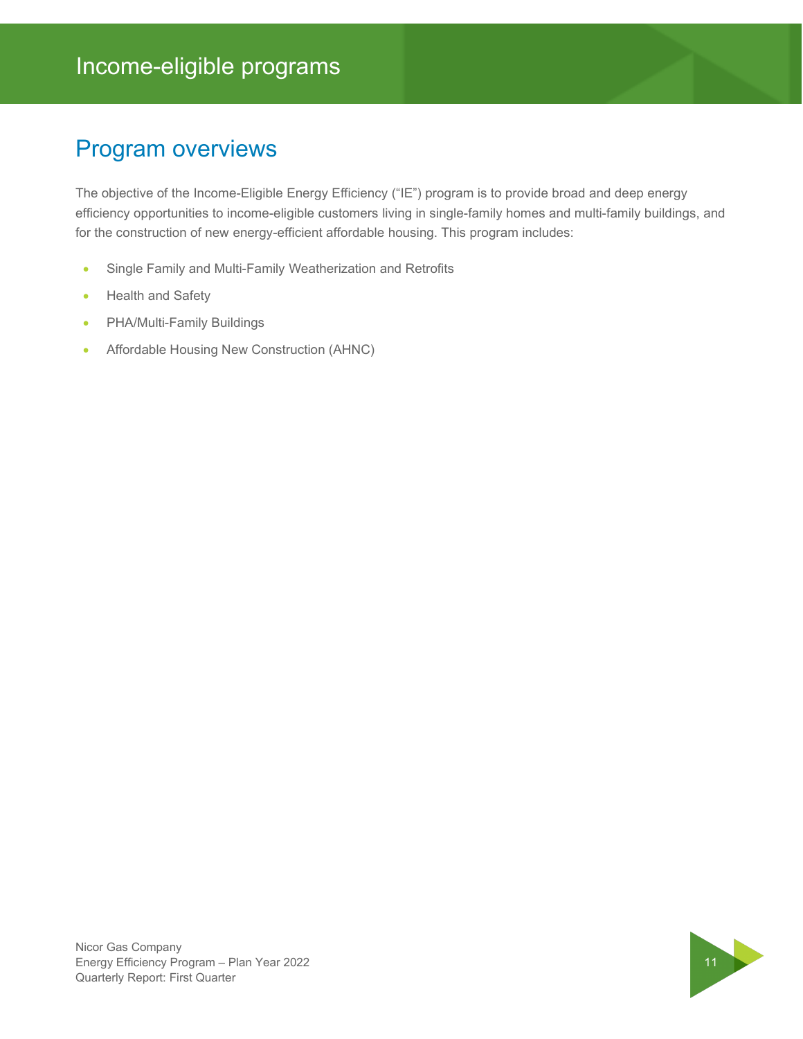# Income-eligible programs

## Program overviews

The objective of the Income-Eligible Energy Efficiency (“IE”) program is to provide broad and deep energy efficiency opportunities to income-eligible customers living in single-family homes and multi-family buildings, and for the construction of new energy-efficient affordable housing. This program includes:

- Single Family and Multi-Family Weatherization and Retrofits
- Health and Safety
- PHA/Multi-Family Buildings
- Affordable Housing New Construction (AHNC)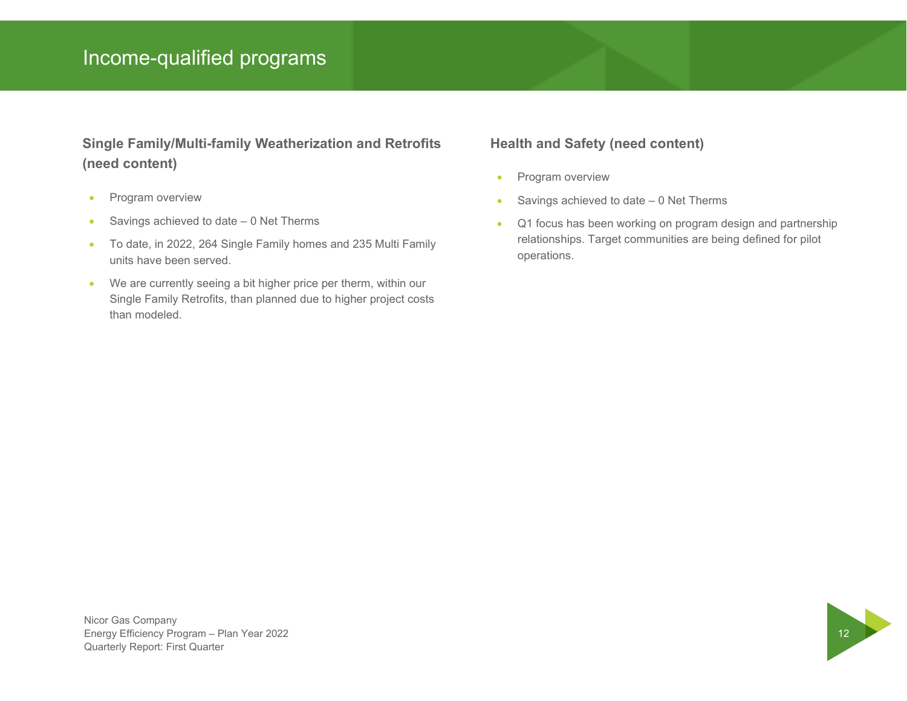# Income-qualified programs

## Single Family/Multi-family Weatherization and Retrofits (need content)

- Program overview
- Savings achieved to date – 0 Net Therms
- To date, in 2022, 264 Single Family homes and 235 Multi Family units have been served.
- We are currently seeing a bit higher price per therm, within our Single Family Retrofits, than planned due to higher project costs than modeled.

## Health and Safety (need content)

- Program overview
- Savings achieved to date – 0 Net Therms
- Q1 focus has been working on program design and partnership relationships. Target communities are being defined for pilot operations.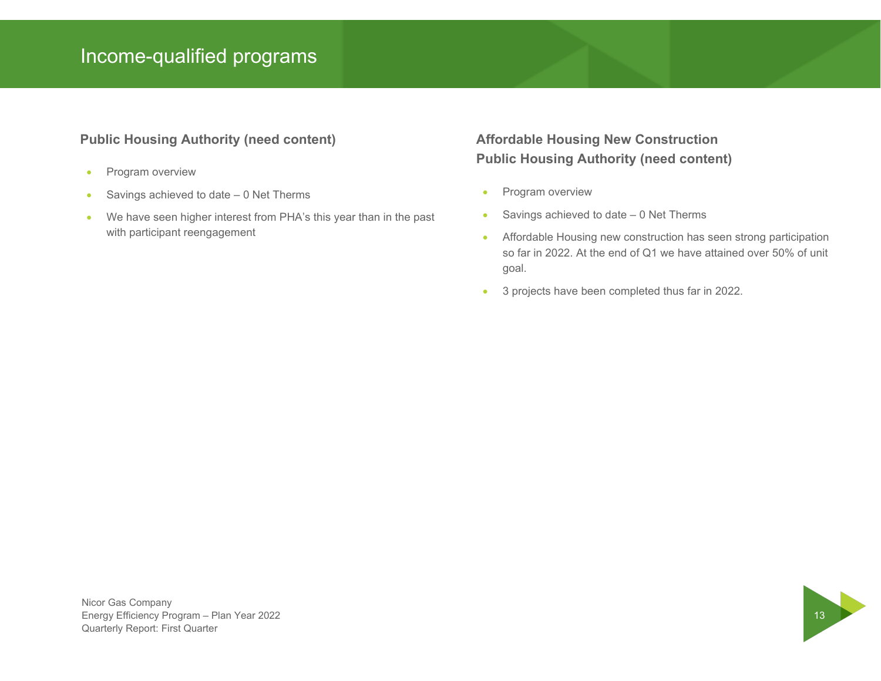# Income-qualified programs

### Public Housing Authority (need content)

- Program overview
- Savings achieved to date – 0 Net Therms
- We have seen higher interest from PHA's this year than in the past with participant reengagement

### Affordable Housing New Construction
### Public Housing Authority (need content)

- Program overview
- Savings achieved to date – 0 Net Therms
- Affordable Housing new construction has seen strong participation so far in 2022. At the end of Q1 we have attained over 50% of unit goal.
- 3 projects have been completed thus far in 2022.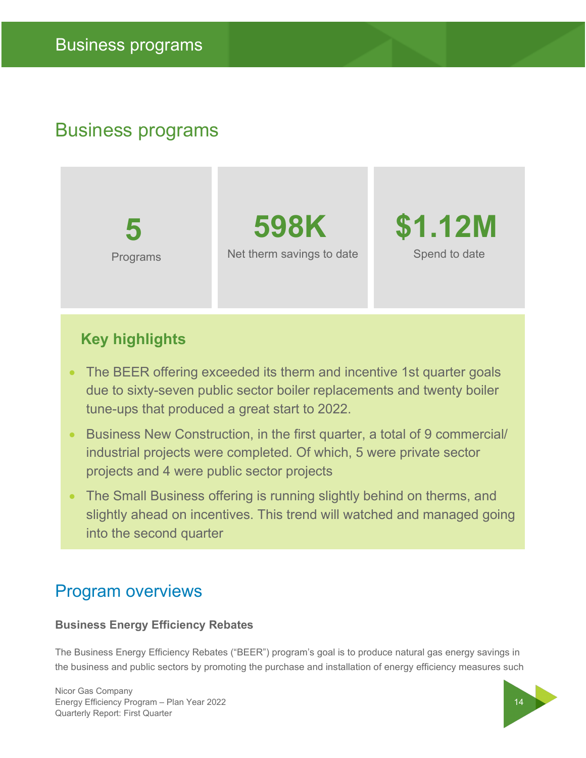# Business programs

| 5 | 598K | $1.12M |
|---|---|---|
| Programs | Net therm savings to date | Spend to date |

### Key highlights

- The BEER offering exceeded its therm and incentive 1st quarter goals due to sixty-seven public sector boiler replacements and twenty boiler tune-ups that produced a great start to 2022.
- Business New Construction, in the first quarter, a total of 9 commercial/ industrial projects were completed. Of which, 5 were private sector projects and 4 were public sector projects
- The Small Business offering is running slightly behind on therms, and slightly ahead on incentives. This trend will watched and managed going into the second quarter

## Program overviews

**Business Energy Efficiency Rebates**

The Business Energy Efficiency Rebates ("BEER") program's goal is to produce natural gas energy savings in the business and public sectors by promoting the purchase and installation of energy efficiency measures such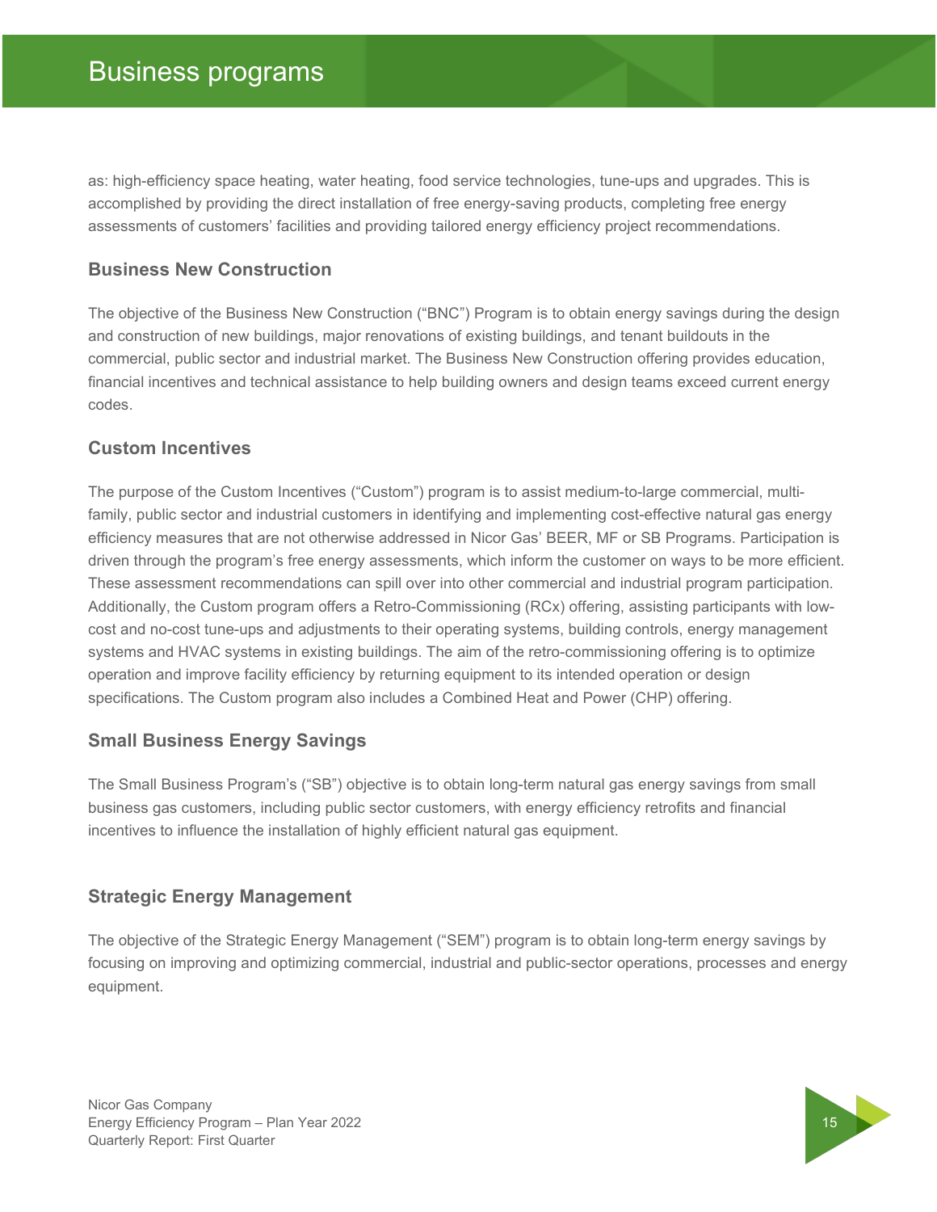as: high-efficiency space heating, water heating, food service technologies, tune-ups and upgrades. This is accomplished by providing the direct installation of free energy-saving products, completing free energy assessments of customers' facilities and providing tailored energy efficiency project recommendations.

### Business New Construction

The objective of the Business New Construction ("BNC") Program is to obtain energy savings during the design and construction of new buildings, major renovations of existing buildings, and tenant buildouts in the commercial, public sector and industrial market. The Business New Construction offering provides education, financial incentives and technical assistance to help building owners and design teams exceed current energy codes.

### Custom Incentives

The purpose of the Custom Incentives ("Custom") program is to assist medium-to-large commercial, multi-family, public sector and industrial customers in identifying and implementing cost-effective natural gas energy efficiency measures that are not otherwise addressed in Nicor Gas' BEER, MF or SB Programs. Participation is driven through the program's free energy assessments, which inform the customer on ways to be more efficient. These assessment recommendations can spill over into other commercial and industrial program participation. Additionally, the Custom program offers a Retro-Commissioning (RCx) offering, assisting participants with low-cost and no-cost tune-ups and adjustments to their operating systems, building controls, energy management systems and HVAC systems in existing buildings. The aim of the retro-commissioning offering is to optimize operation and improve facility efficiency by returning equipment to its intended operation or design specifications. The Custom program also includes a Combined Heat and Power (CHP) offering.

### Small Business Energy Savings

The Small Business Program's ("SB") objective is to obtain long-term natural gas energy savings from small business gas customers, including public sector customers, with energy efficiency retrofits and financial incentives to influence the installation of highly efficient natural gas equipment.

### Strategic Energy Management

The objective of the Strategic Energy Management ("SEM") program is to obtain long-term energy savings by focusing on improving and optimizing commercial, industrial and public-sector operations, processes and energy equipment.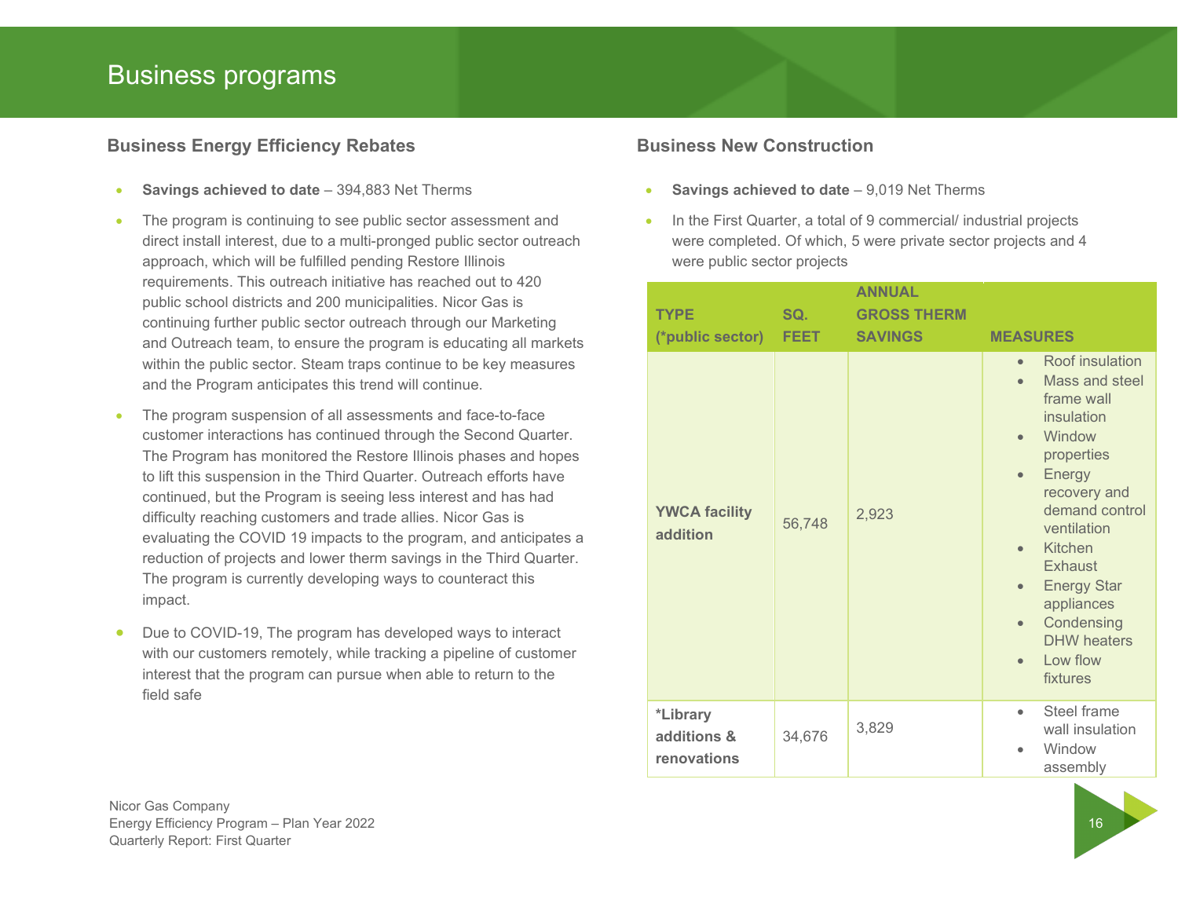# Business programs

## Business Energy Efficiency Rebates

- **Savings achieved to date** – 394,883 Net Therms
- The program is continuing to see public sector assessment and direct install interest, due to a multi-pronged public sector outreach approach, which will be fulfilled pending Restore Illinois requirements. This outreach initiative has reached out to 420 public school districts and 200 municipalities. Nicor Gas is continuing further public sector outreach through our Marketing and Outreach team, to ensure the program is educating all markets within the public sector. Steam traps continue to be key measures and the Program anticipates this trend will continue.
- The program suspension of all assessments and face-to-face customer interactions has continued through the Second Quarter. The Program has monitored the Restore Illinois phases and hopes to lift this suspension in the Third Quarter. Outreach efforts have continued, but the Program is seeing less interest and has had difficulty reaching customers and trade allies. Nicor Gas is evaluating the COVID 19 impacts to the program, and anticipates a reduction of projects and lower therm savings in the Third Quarter. The program is currently developing ways to counteract this impact.
- Due to COVID-19, The program has developed ways to interact with our customers remotely, while tracking a pipeline of customer interest that the program can pursue when able to return to the field safe

## Business New Construction

- **Savings achieved to date** – 9,019 Net Therms
- In the First Quarter, a total of 9 commercial/ industrial projects were completed. Of which, 5 were private sector projects and 4 were public sector projects

| TYPE (*public sector) | SQ. FEET | ANNUAL GROSS THERM SAVINGS | MEASURES |
|---|---|---|---|
| **YWCA facility addition** | 56,748 | 2,923 | • Roof insulation<br>• Mass and steel frame wall insulation<br>• Window properties<br>• Energy recovery and demand control ventilation<br>• Kitchen Exhaust<br>• Energy Star appliances<br>• Condensing DHW heaters<br>• Low flow fixtures |
| ***Library additions & renovations** | 34,676 | 3,829 | • Steel frame wall insulation<br>• Window assembly |

Nicor Gas Company
Energy Efficiency Program – Plan Year 2022
Quarterly Report: First Quarter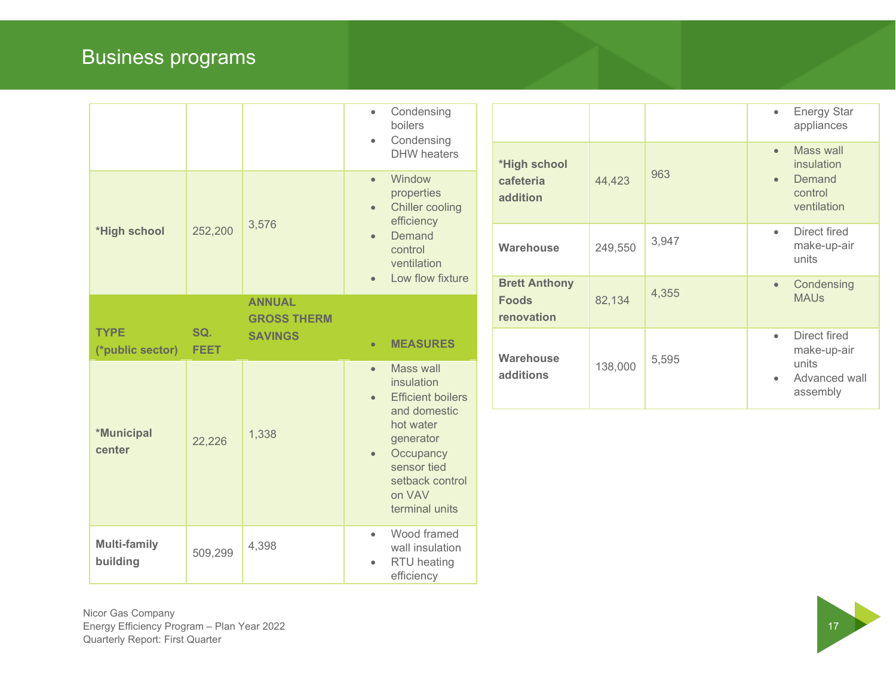# Business programs

| TYPE (*public sector) | SQ. FEET | ANNUAL GROSS THERM SAVINGS | MEASURES |
|---|---|---|---|
| | | | • Condensing boilers<br>• Condensing DHW heaters |
| *High school | 252,200 | 3,576 | • Window properties<br>• Chiller cooling efficiency<br>• Demand control ventilation<br>• Low flow fixture |
| *Municipal center | 22,226 | 1,338 | • Mass wall insulation<br>• Efficient boilers and domestic hot water generator<br>• Occupancy sensor tied setback control on VAV terminal units |
| Multi-family building | 509,299 | 4,398 | • Wood framed wall insulation<br>• RTU heating efficiency |
| | | | • Energy Star appliances |
| *High school cafeteria addition | 44,423 | 963 | • Mass wall insulation<br>• Demand control ventilation |
| Warehouse | 249,550 | 3,947 | • Direct fired make-up-air units |
| Brett Anthony Foods renovation | 82,134 | 4,355 | • Condensing MAUs |
| Warehouse additions | 138,000 | 5,595 | • Direct fired make-up-air units<br>• Advanced wall assembly |

Nicor Gas Company
Energy Efficiency Program – Plan Year 2022
Quarterly Report: First Quarter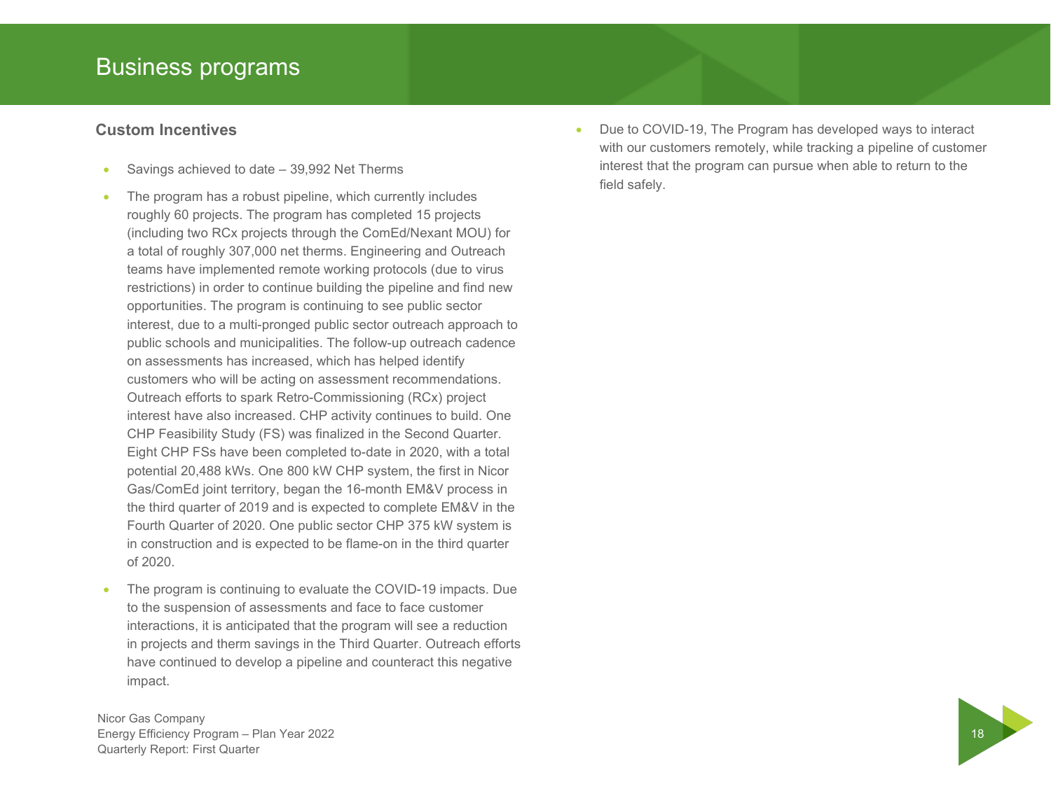# Business programs

## Custom Incentives

- Savings achieved to date – 39,992 Net Therms
- The program has a robust pipeline, which currently includes roughly 60 projects. The program has completed 15 projects (including two RCx projects through the ComEd/Nexant MOU) for a total of roughly 307,000 net therms. Engineering and Outreach teams have implemented remote working protocols (due to virus restrictions) in order to continue building the pipeline and find new opportunities. The program is continuing to see public sector interest, due to a multi-pronged public sector outreach approach to public schools and municipalities. The follow-up outreach cadence on assessments has increased, which has helped identify customers who will be acting on assessment recommendations. Outreach efforts to spark Retro-Commissioning (RCx) project interest have also increased. CHP activity continues to build. One CHP Feasibility Study (FS) was finalized in the Second Quarter. Eight CHP FSs have been completed to-date in 2020, with a total potential 20,488 kWs. One 800 kW CHP system, the first in Nicor Gas/ComEd joint territory, began the 16-month EM&V process in the third quarter of 2019 and is expected to complete EM&V in the Fourth Quarter of 2020. One public sector CHP 375 kW system is in construction and is expected to be flame-on in the third quarter of 2020.
- The program is continuing to evaluate the COVID-19 impacts. Due to the suspension of assessments and face to face customer interactions, it is anticipated that the program will see a reduction in projects and therm savings in the Third Quarter. Outreach efforts have continued to develop a pipeline and counteract this negative impact.
- Due to COVID-19, The Program has developed ways to interact with our customers remotely, while tracking a pipeline of customer interest that the program can pursue when able to return to the field safely.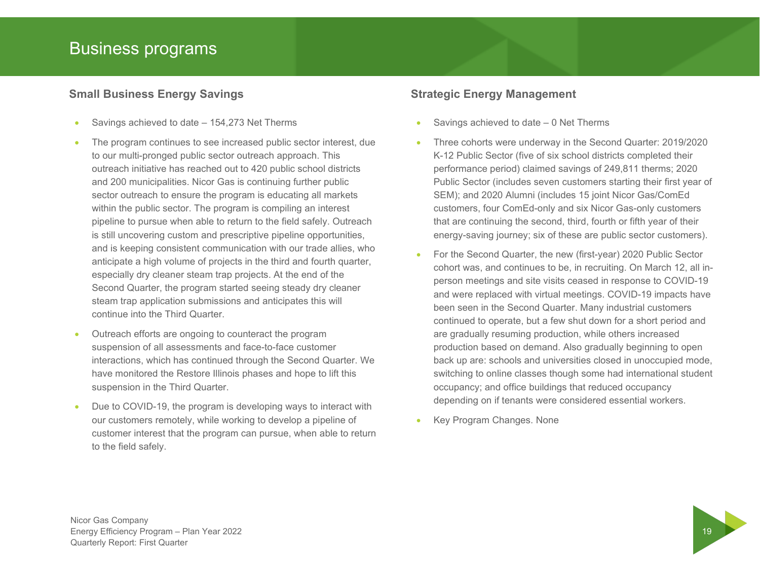# Business programs

## Small Business Energy Savings

- Savings achieved to date – 154,273 Net Therms
- The program continues to see increased public sector interest, due to our multi-pronged public sector outreach approach. This outreach initiative has reached out to 420 public school districts and 200 municipalities. Nicor Gas is continuing further public sector outreach to ensure the program is educating all markets within the public sector. The program is compiling an interest pipeline to pursue when able to return to the field safely. Outreach is still uncovering custom and prescriptive pipeline opportunities, and is keeping consistent communication with our trade allies, who anticipate a high volume of projects in the third and fourth quarter, especially dry cleaner steam trap projects. At the end of the Second Quarter, the program started seeing steady dry cleaner steam trap application submissions and anticipates this will continue into the Third Quarter.
- Outreach efforts are ongoing to counteract the program suspension of all assessments and face-to-face customer interactions, which has continued through the Second Quarter. We have monitored the Restore Illinois phases and hope to lift this suspension in the Third Quarter.
- Due to COVID-19, the program is developing ways to interact with our customers remotely, while working to develop a pipeline of customer interest that the program can pursue, when able to return to the field safely.

## Strategic Energy Management

- Savings achieved to date – 0 Net Therms
- Three cohorts were underway in the Second Quarter: 2019/2020 K-12 Public Sector (five of six school districts completed their performance period) claimed savings of 249,811 therms; 2020 Public Sector (includes seven customers starting their first year of SEM); and 2020 Alumni (includes 15 joint Nicor Gas/ComEd customers, four ComEd-only and six Nicor Gas-only customers that are continuing the second, third, fourth or fifth year of their energy-saving journey; six of these are public sector customers).
- For the Second Quarter, the new (first-year) 2020 Public Sector cohort was, and continues to be, in recruiting. On March 12, all in-person meetings and site visits ceased in response to COVID-19 and were replaced with virtual meetings. COVID-19 impacts have been seen in the Second Quarter. Many industrial customers continued to operate, but a few shut down for a short period and are gradually resuming production, while others increased production based on demand. Also gradually beginning to open back up are: schools and universities closed in unoccupied mode, switching to online classes though some had international student occupancy; and office buildings that reduced occupancy depending on if tenants were considered essential workers.
- Key Program Changes. None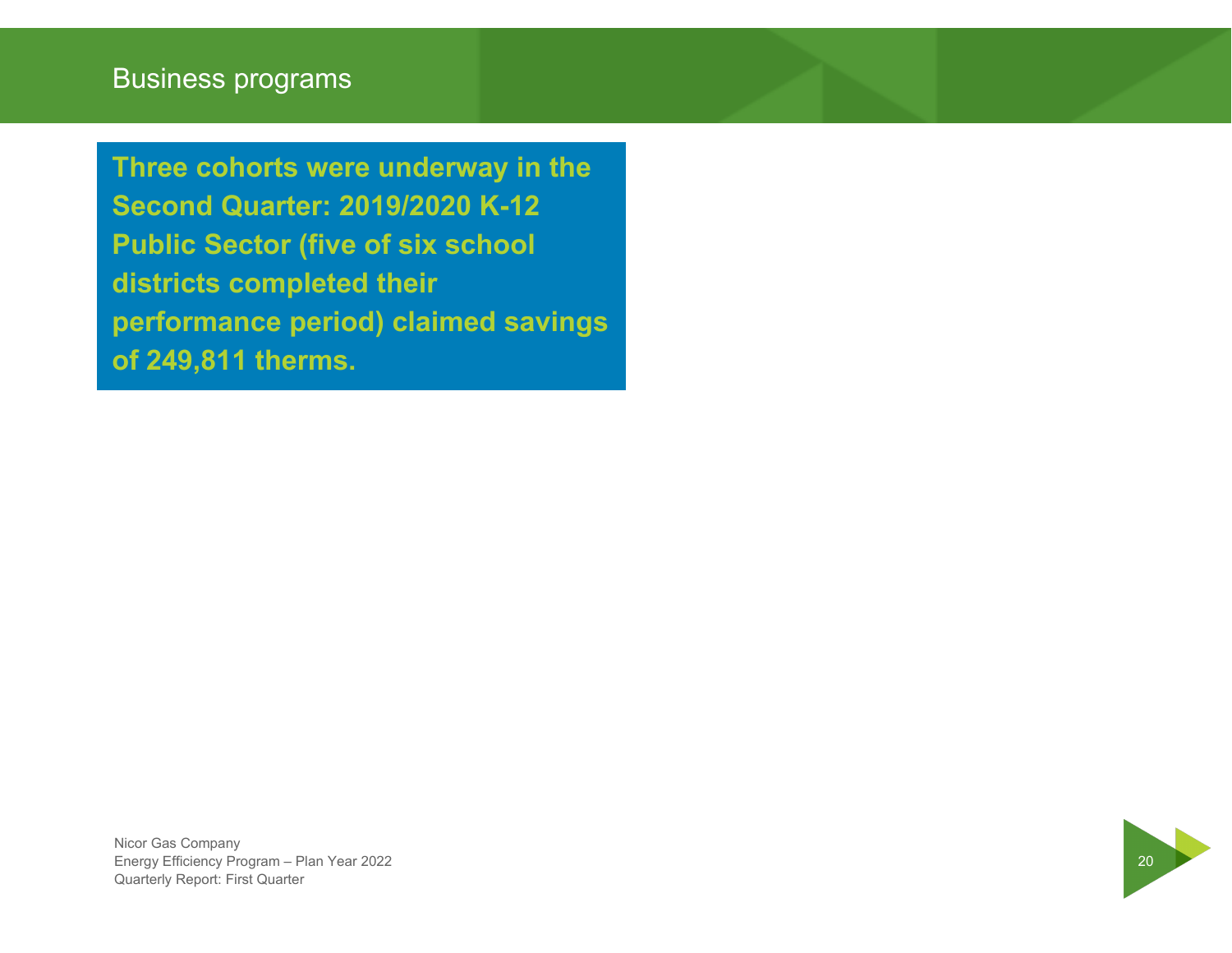# Business programs

**Three cohorts were underway in the Second Quarter: 2019/2020 K-12 Public Sector (five of six school districts completed their performance period) claimed savings of 249,811 therms.**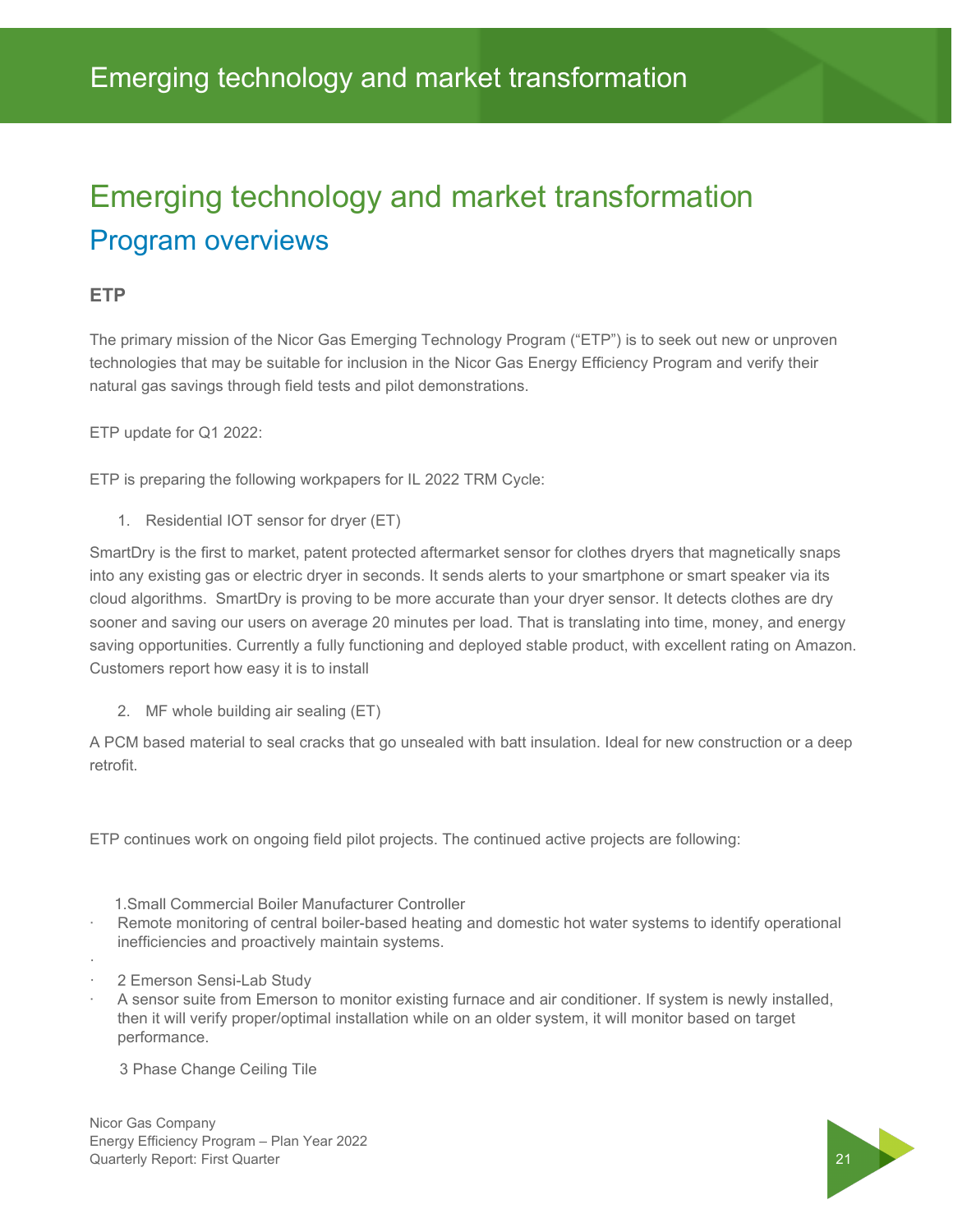# Emerging technology and market transformation

## Program overviews

### ETP

The primary mission of the Nicor Gas Emerging Technology Program ("ETP") is to seek out new or unproven technologies that may be suitable for inclusion in the Nicor Gas Energy Efficiency Program and verify their natural gas savings through field tests and pilot demonstrations.

ETP update for Q1 2022:

ETP is preparing the following workpapers for IL 2022 TRM Cycle:

1. Residential IOT sensor for dryer (ET)

SmartDry is the first to market, patent protected aftermarket sensor for clothes dryers that magnetically snaps into any existing gas or electric dryer in seconds. It sends alerts to your smartphone or smart speaker via its cloud algorithms. SmartDry is proving to be more accurate than your dryer sensor. It detects clothes are dry sooner and saving our users on average 20 minutes per load. That is translating into time, money, and energy saving opportunities. Currently a fully functioning and deployed stable product, with excellent rating on Amazon. Customers report how easy it is to install

2. MF whole building air sealing (ET)

A PCM based material to seal cracks that go unsealed with batt insulation. Ideal for new construction or a deep retrofit.

ETP continues work on ongoing field pilot projects. The continued active projects are following:

1.Small Commercial Boiler Manufacturer Controller

- Remote monitoring of central boiler-based heating and domestic hot water systems to identify operational inefficiencies and proactively maintain systems.

2 Emerson Sensi-Lab Study

- A sensor suite from Emerson to monitor existing furnace and air conditioner. If system is newly installed, then it will verify proper/optimal installation while on an older system, it will monitor based on target performance.

3 Phase Change Ceiling Tile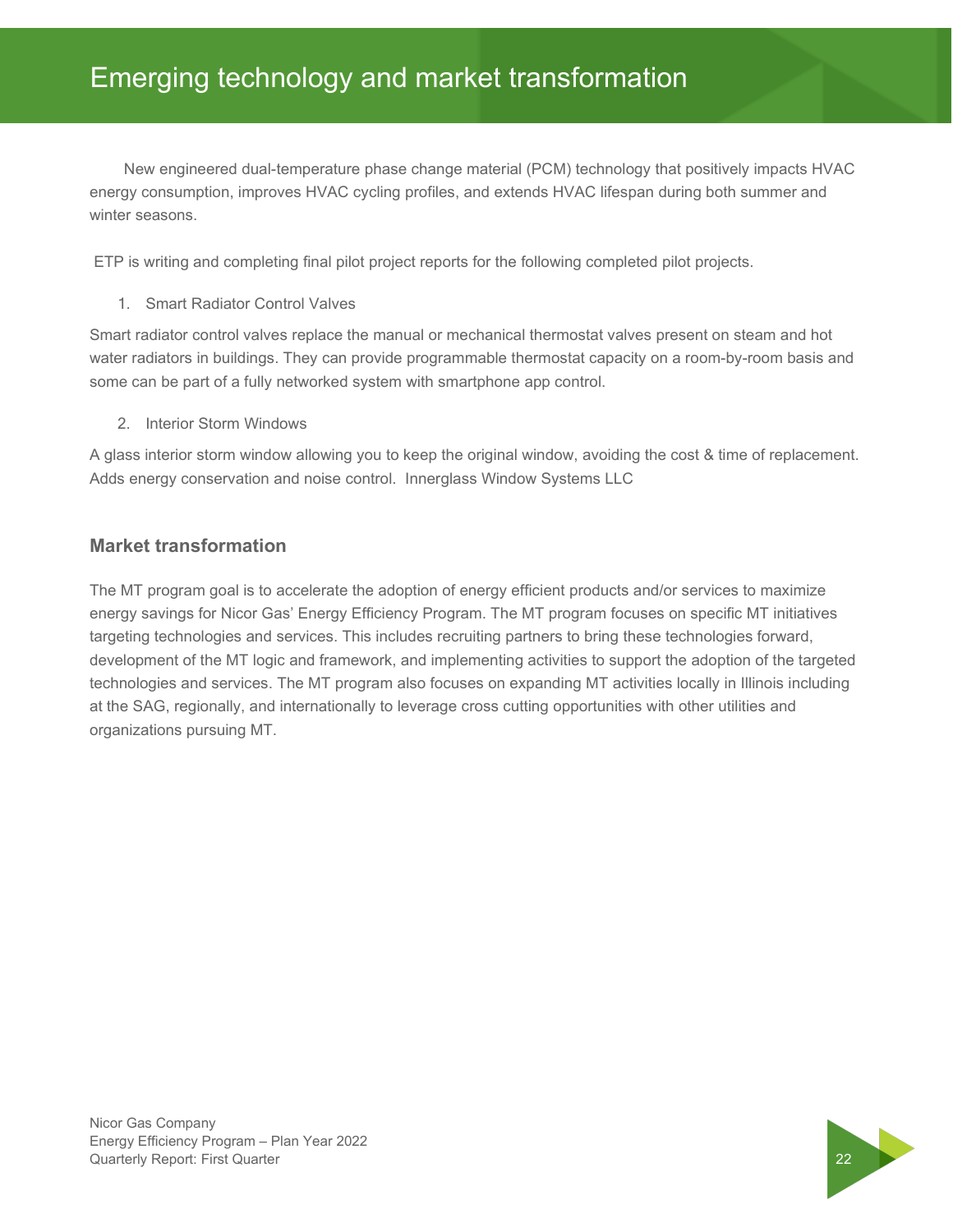# Emerging technology and market transformation

New engineered dual-temperature phase change material (PCM) technology that positively impacts HVAC energy consumption, improves HVAC cycling profiles, and extends HVAC lifespan during both summer and winter seasons.

ETP is writing and completing final pilot project reports for the following completed pilot projects.

1. Smart Radiator Control Valves

Smart radiator control valves replace the manual or mechanical thermostat valves present on steam and hot water radiators in buildings. They can provide programmable thermostat capacity on a room-by-room basis and some can be part of a fully networked system with smartphone app control.

2. Interior Storm Windows

A glass interior storm window allowing you to keep the original window, avoiding the cost & time of replacement. Adds energy conservation and noise control. Innerglass Window Systems LLC

## Market transformation

The MT program goal is to accelerate the adoption of energy efficient products and/or services to maximize energy savings for Nicor Gas' Energy Efficiency Program. The MT program focuses on specific MT initiatives targeting technologies and services. This includes recruiting partners to bring these technologies forward, development of the MT logic and framework, and implementing activities to support the adoption of the targeted technologies and services. The MT program also focuses on expanding MT activities locally in Illinois including at the SAG, regionally, and internationally to leverage cross cutting opportunities with other utilities and organizations pursuing MT.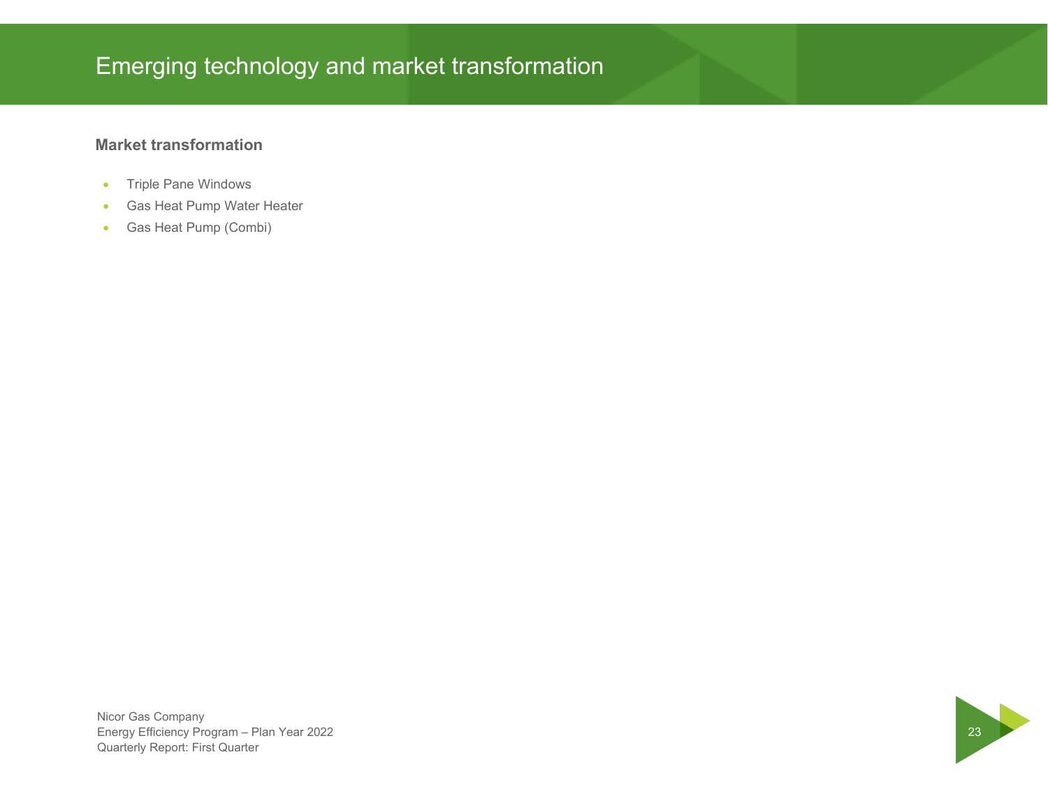# Emerging technology and market transformation

### Market transformation

- Triple Pane Windows
- Gas Heat Pump Water Heater
- Gas Heat Pump (Combi)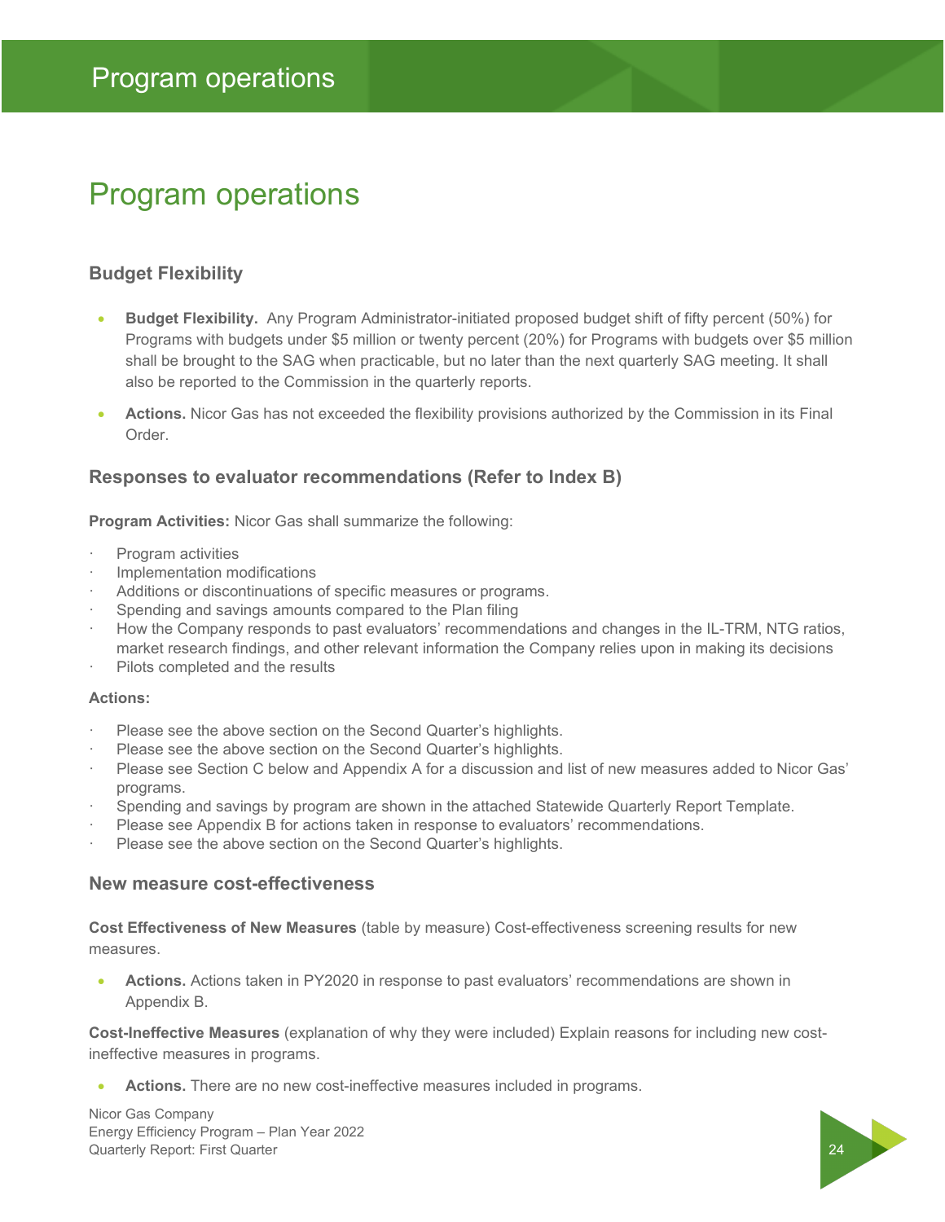# Program operations

## Budget Flexibility

- **Budget Flexibility.** Any Program Administrator-initiated proposed budget shift of fifty percent (50%) for Programs with budgets under $5 million or twenty percent (20%) for Programs with budgets over $5 million shall be brought to the SAG when practicable, but no later than the next quarterly SAG meeting. It shall also be reported to the Commission in the quarterly reports.
- **Actions.** Nicor Gas has not exceeded the flexibility provisions authorized by the Commission in its Final Order.

## Responses to evaluator recommendations (Refer to Index B)

**Program Activities:** Nicor Gas shall summarize the following:

- Program activities
- Implementation modifications
- Additions or discontinuations of specific measures or programs.
- Spending and savings amounts compared to the Plan filing
- How the Company responds to past evaluators' recommendations and changes in the IL-TRM, NTG ratios, market research findings, and other relevant information the Company relies upon in making its decisions
- Pilots completed and the results

**Actions:**

- Please see the above section on the Second Quarter's highlights.
- Please see the above section on the Second Quarter's highlights.
- Please see Section C below and Appendix A for a discussion and list of new measures added to Nicor Gas' programs.
- Spending and savings by program are shown in the attached Statewide Quarterly Report Template.
- Please see Appendix B for actions taken in response to evaluators' recommendations.
- Please see the above section on the Second Quarter's highlights.

## New measure cost-effectiveness

**Cost Effectiveness of New Measures** (table by measure) Cost-effectiveness screening results for new measures.

- **Actions.** Actions taken in PY2020 in response to past evaluators' recommendations are shown in Appendix B.

**Cost-Ineffective Measures** (explanation of why they were included) Explain reasons for including new cost-ineffective measures in programs.

- **Actions.** There are no new cost-ineffective measures included in programs.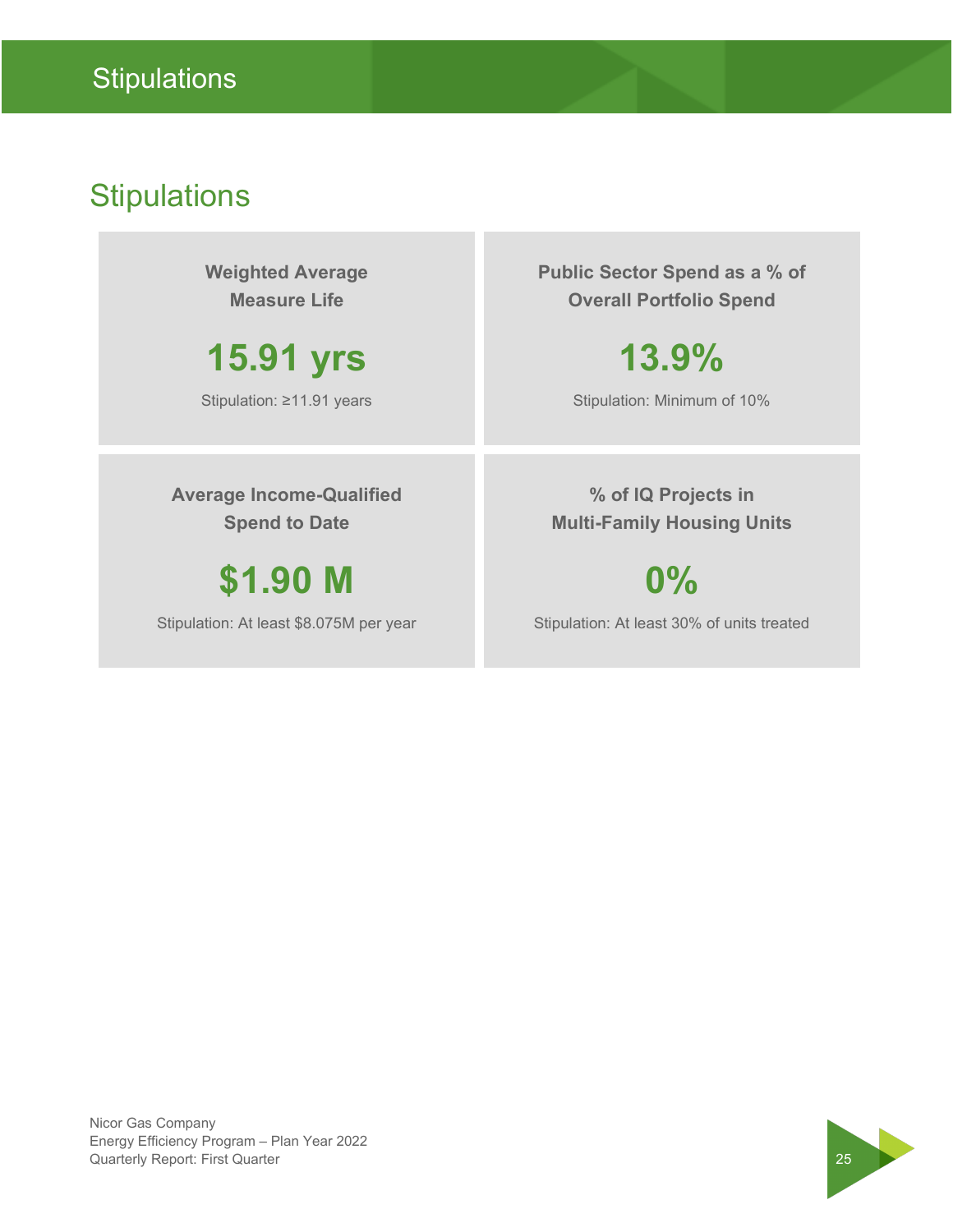# Stipulations

## Stipulations

**Weighted Average Measure Life**

**15.91 yrs**

Stipulation: ≥11.91 years

**Public Sector Spend as a % of Overall Portfolio Spend**

**13.9%**

Stipulation: Minimum of 10%

**Average Income-Qualified Spend to Date**

**$1.90 M**

Stipulation: At least $8.075M per year

**% of IQ Projects in Multi-Family Housing Units**

**0%**

Stipulation: At least 30% of units treated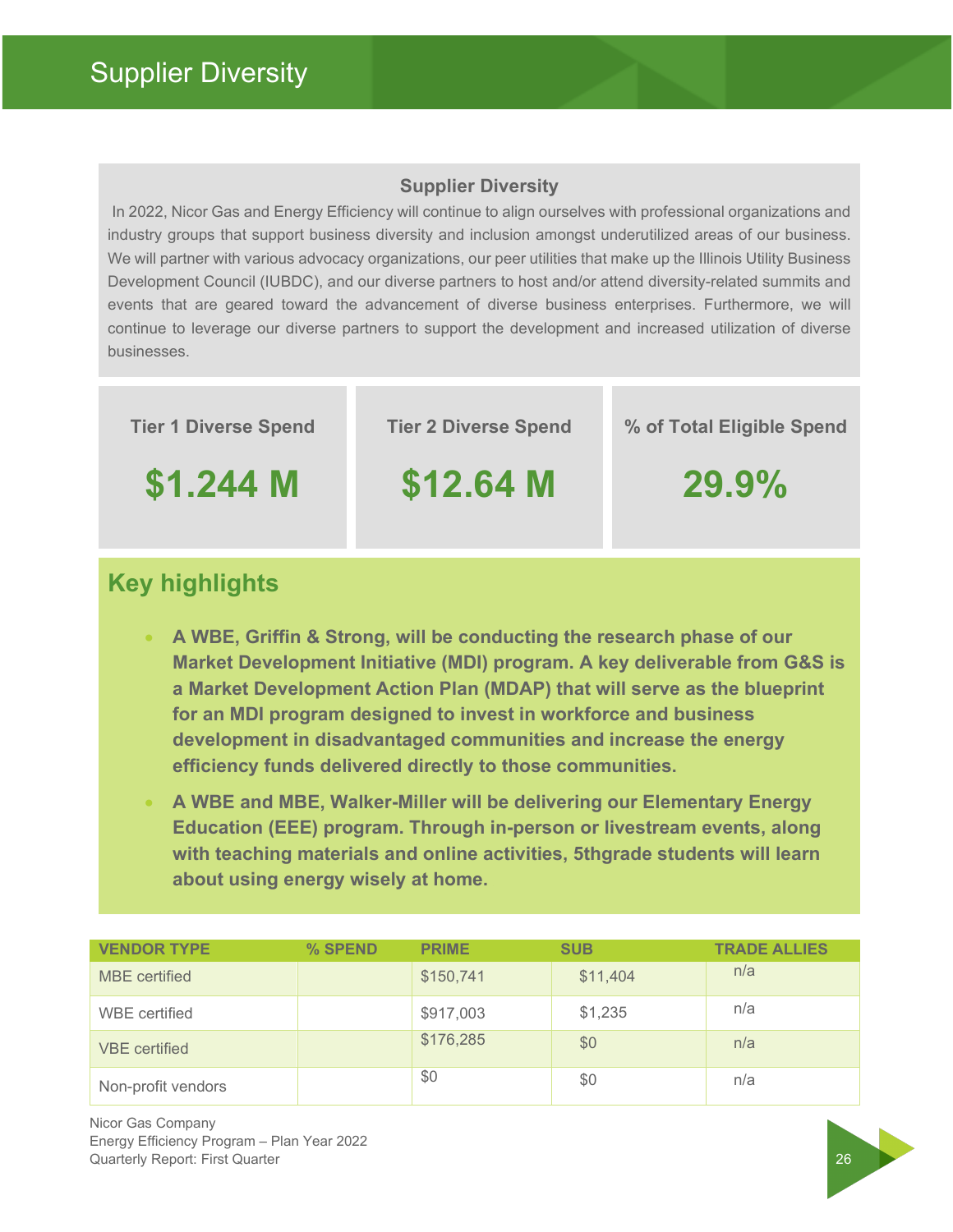# Supplier Diversity

## Supplier Diversity

In 2022, Nicor Gas and Energy Efficiency will continue to align ourselves with professional organizations and industry groups that support business diversity and inclusion amongst underutilized areas of our business. We will partner with various advocacy organizations, our peer utilities that make up the Illinois Utility Business Development Council (IUBDC), and our diverse partners to host and/or attend diversity-related summits and events that are geared toward the advancement of diverse business enterprises. Furthermore, we will continue to leverage our diverse partners to support the development and increased utilization of diverse businesses.

| Tier 1 Diverse Spend | Tier 2 Diverse Spend | % of Total Eligible Spend |
|---|---|---|
| **$1.244 M** | **$12.64 M** | **29.9%** |

## Key highlights

- **A WBE, Griffin & Strong, will be conducting the research phase of our Market Development Initiative (MDI) program. A key deliverable from G&S is a Market Development Action Plan (MDAP) that will serve as the blueprint for an MDI program designed to invest in workforce and business development in disadvantaged communities and increase the energy efficiency funds delivered directly to those communities.**
- **A WBE and MBE, Walker-Miller will be delivering our Elementary Energy Education (EEE) program. Through in-person or livestream events, along with teaching materials and online activities, 5thgrade students will learn about using energy wisely at home.**

| VENDOR TYPE | % SPEND | PRIME | SUB | TRADE ALLIES |
|---|---|---|---|---|
| MBE certified | | $150,741 | $11,404 | n/a |
| WBE certified | | $917,003 | $1,235 | n/a |
| VBE certified | | $176,285 | $0 | n/a |
| Non-profit vendors | | $0 | $0 | n/a |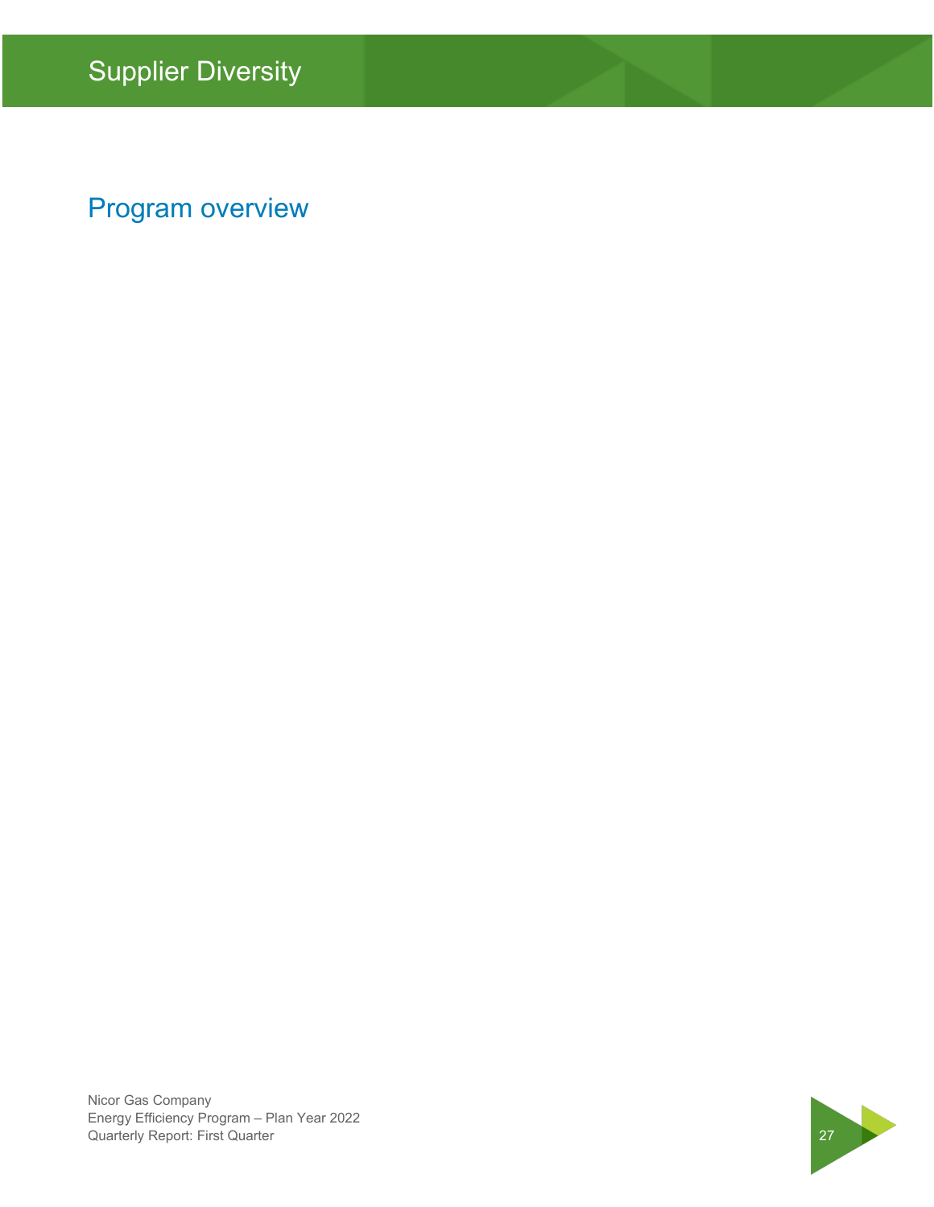# Supplier Diversity

## Program overview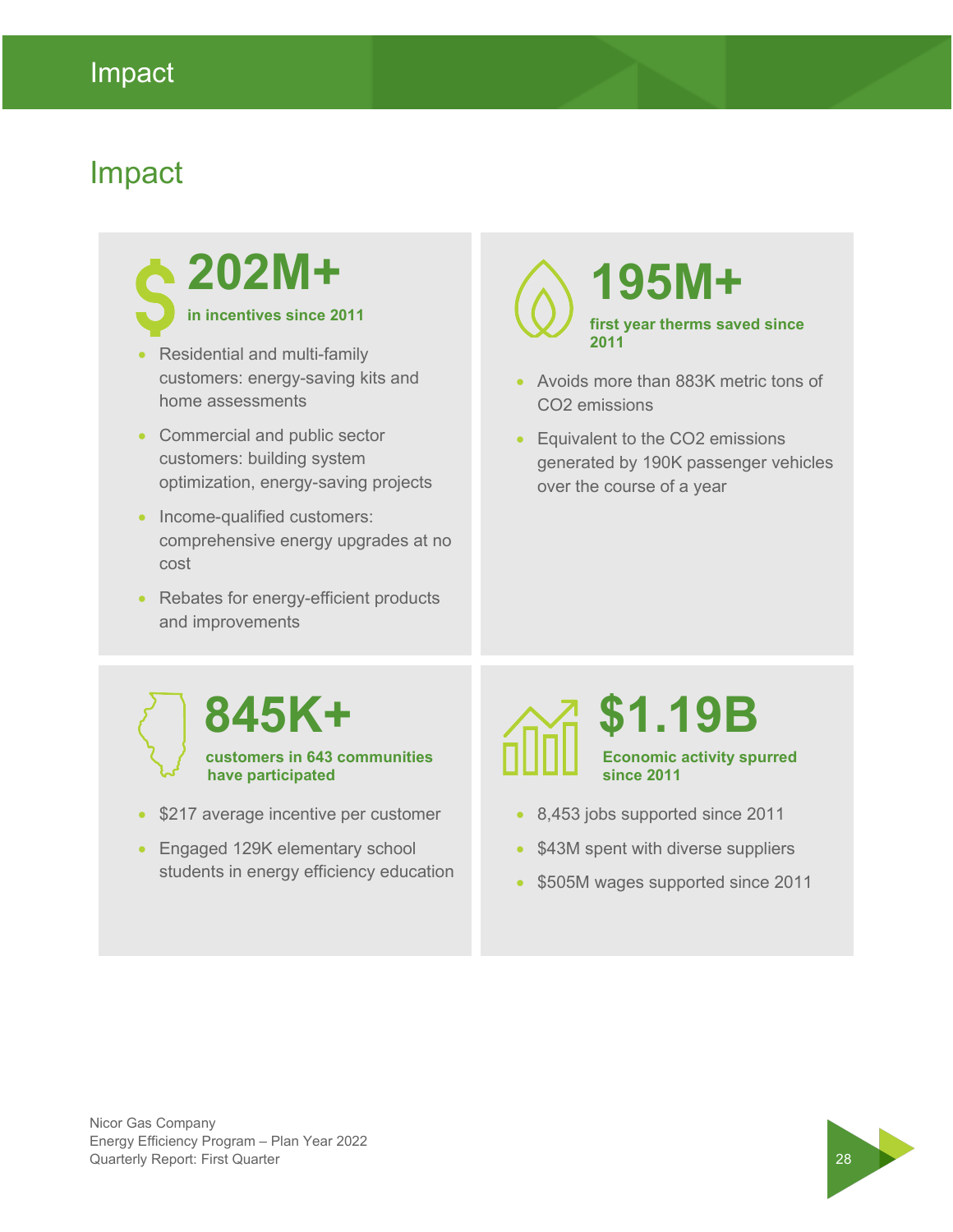# Impact

## 202M+

**in incentives since 2011**

- Residential and multi-family customers: energy-saving kits and home assessments
- Commercial and public sector customers: building system optimization, energy-saving projects
- Income-qualified customers: comprehensive energy upgrades at no cost
- Rebates for energy-efficient products and improvements

## 195M+

**first year therms saved since 2011**

- Avoids more than 883K metric tons of $CO_2$ emissions
- Equivalent to the $CO_2$ emissions generated by 190K passenger vehicles over the course of a year

## 845K+

**customers in 643 communities have participated**

- $217 average incentive per customer
- Engaged 129K elementary school students in energy efficiency education

## $1.19B

**Economic activity spurred since 2011**

- 8,453 jobs supported since 2011
- $43M spent with diverse suppliers
- $505M wages supported since 2011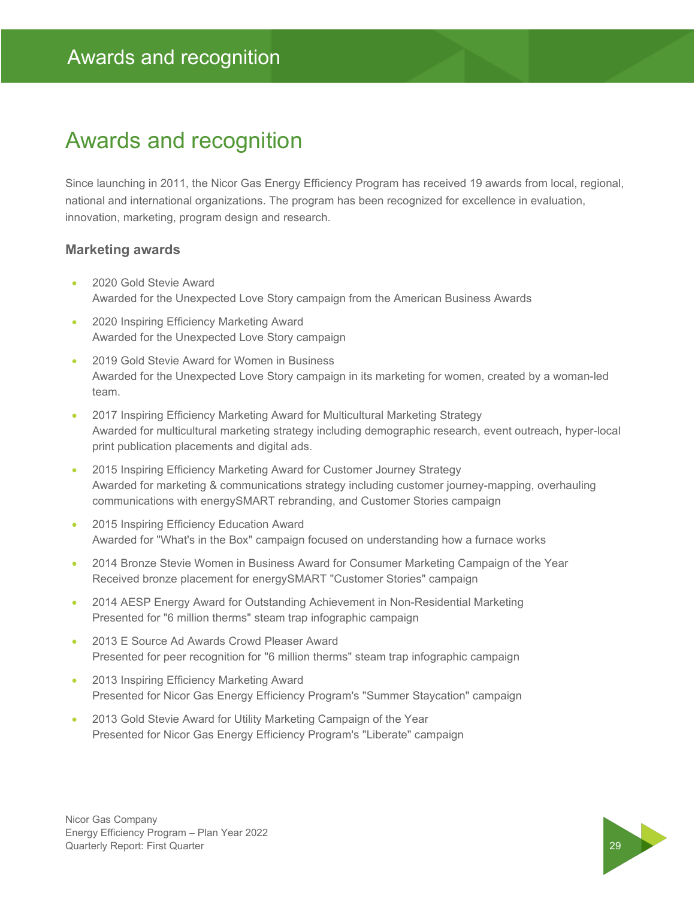# Awards and recognition

Since launching in 2011, the Nicor Gas Energy Efficiency Program has received 19 awards from local, regional, national and international organizations. The program has been recognized for excellence in evaluation, innovation, marketing, program design and research.

### Marketing awards

- 2020 Gold Stevie Award
  Awarded for the Unexpected Love Story campaign from the American Business Awards
- 2020 Inspiring Efficiency Marketing Award
  Awarded for the Unexpected Love Story campaign
- 2019 Gold Stevie Award for Women in Business
  Awarded for the Unexpected Love Story campaign in its marketing for women, created by a woman-led team.
- 2017 Inspiring Efficiency Marketing Award for Multicultural Marketing Strategy
  Awarded for multicultural marketing strategy including demographic research, event outreach, hyper-local print publication placements and digital ads.
- 2015 Inspiring Efficiency Marketing Award for Customer Journey Strategy
  Awarded for marketing & communications strategy including customer journey-mapping, overhauling communications with energySMART rebranding, and Customer Stories campaign
- 2015 Inspiring Efficiency Education Award
  Awarded for "What's in the Box" campaign focused on understanding how a furnace works
- 2014 Bronze Stevie Women in Business Award for Consumer Marketing Campaign of the Year
  Received bronze placement for energySMART "Customer Stories" campaign
- 2014 AESP Energy Award for Outstanding Achievement in Non-Residential Marketing
  Presented for "6 million therms" steam trap infographic campaign
- 2013 E Source Ad Awards Crowd Pleaser Award
  Presented for peer recognition for "6 million therms" steam trap infographic campaign
- 2013 Inspiring Efficiency Marketing Award
  Presented for Nicor Gas Energy Efficiency Program's "Summer Staycation" campaign
- 2013 Gold Stevie Award for Utility Marketing Campaign of the Year
  Presented for Nicor Gas Energy Efficiency Program's "Liberate" campaign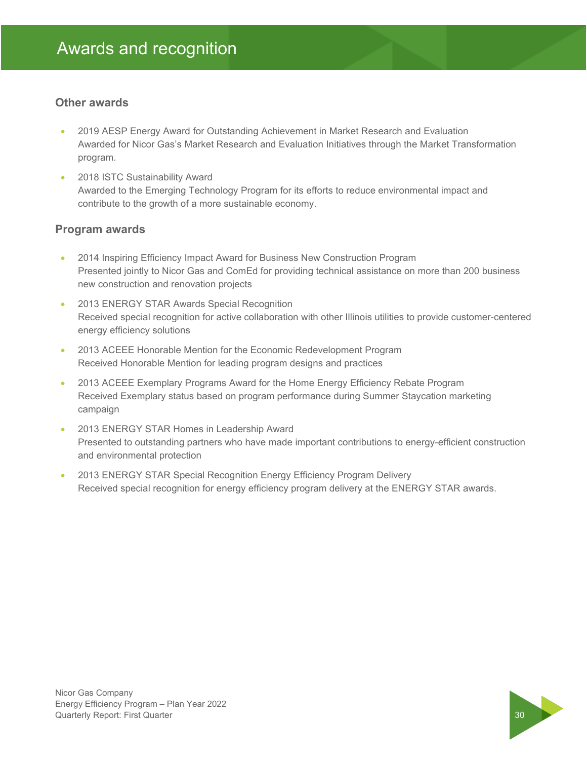# Awards and recognition

## Other awards

- 2019 AESP Energy Award for Outstanding Achievement in Market Research and Evaluation
  Awarded for Nicor Gas's Market Research and Evaluation Initiatives through the Market Transformation program.
- 2018 ISTC Sustainability Award
  Awarded to the Emerging Technology Program for its efforts to reduce environmental impact and contribute to the growth of a more sustainable economy.

## Program awards

- 2014 Inspiring Efficiency Impact Award for Business New Construction Program
  Presented jointly to Nicor Gas and ComEd for providing technical assistance on more than 200 business new construction and renovation projects
- 2013 ENERGY STAR Awards Special Recognition
  Received special recognition for active collaboration with other Illinois utilities to provide customer-centered energy efficiency solutions
- 2013 ACEEE Honorable Mention for the Economic Redevelopment Program
  Received Honorable Mention for leading program designs and practices
- 2013 ACEEE Exemplary Programs Award for the Home Energy Efficiency Rebate Program
  Received Exemplary status based on program performance during Summer Staycation marketing campaign
- 2013 ENERGY STAR Homes in Leadership Award
  Presented to outstanding partners who have made important contributions to energy-efficient construction and environmental protection
- 2013 ENERGY STAR Special Recognition Energy Efficiency Program Delivery
  Received special recognition for energy efficiency program delivery at the ENERGY STAR awards.